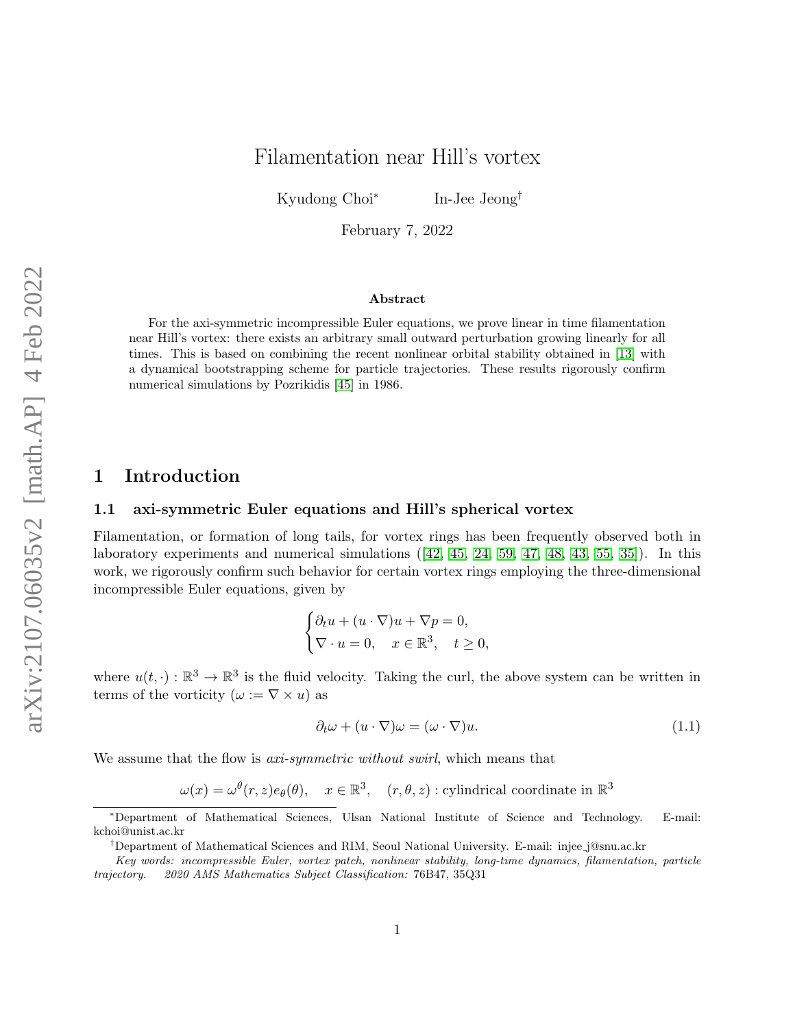# Filamentation near Hill's vortex

Kyudong Choi[*] In-Jee Jeong[†]

February 7, 2022

**Abstract**

For the axi-symmetric incompressible Euler equations, we prove linear in time filamentation near Hill's vortex: there exists an arbitrary small outward perturbation growing linearly for all times. This is based on combining the recent nonlinear orbital stability obtained in [13] with a dynamical bootstrapping scheme for particle trajectories. These results rigorously confirm numerical simulations by Pozrikidis [45] in 1986.

## 1 Introduction

### 1.1 axi-symmetric Euler equations and Hill's spherical vortex

Filamentation, or formation of long tails, for vortex rings has been frequently observed both in laboratory experiments and numerical simulations ([42, 45, 24, 59, 47, 48, 43, 55, 35]). In this work, we rigorously confirm such behavior for certain vortex rings employing the three-dimensional incompressible Euler equations, given by

$$\begin{cases} \partial_t u + (u \cdot \nabla)u + \nabla p = 0, \\ \nabla \cdot u = 0, \quad x \in \mathbb{R}^3, \quad t \geq 0, \end{cases}$$

where $u(t, \cdot) : \mathbb{R}^3 \to \mathbb{R}^3$ is the fluid velocity. Taking the curl, the above system can be written in terms of the vorticity ($\omega := \nabla \times u$) as

$$\partial_t \omega + (u \cdot \nabla)\omega = (\omega \cdot \nabla)u. \tag{1.1}$$

We assume that the flow is *axi-symmetric without swirl*, which means that

$$\omega(x) = \omega^\theta(r, z)e_\theta(\theta), \quad x \in \mathbb{R}^3, \quad (r, \theta, z) : \text{cylindrical coordinate in } \mathbb{R}^3$$

---

[*] Department of Mathematical Sciences, Ulsan National Institute of Science and Technology. E-mail: kchoi@unist.ac.kr

[†] Department of Mathematical Sciences and RIM, Seoul National University. E-mail: injee_j@snu.ac.kr

*Key words: incompressible Euler, vortex patch, nonlinear stability, long-time dynamics, filamentation, particle trajectory.* *2020 AMS Mathematics Subject Classification:* 76B47, 35Q31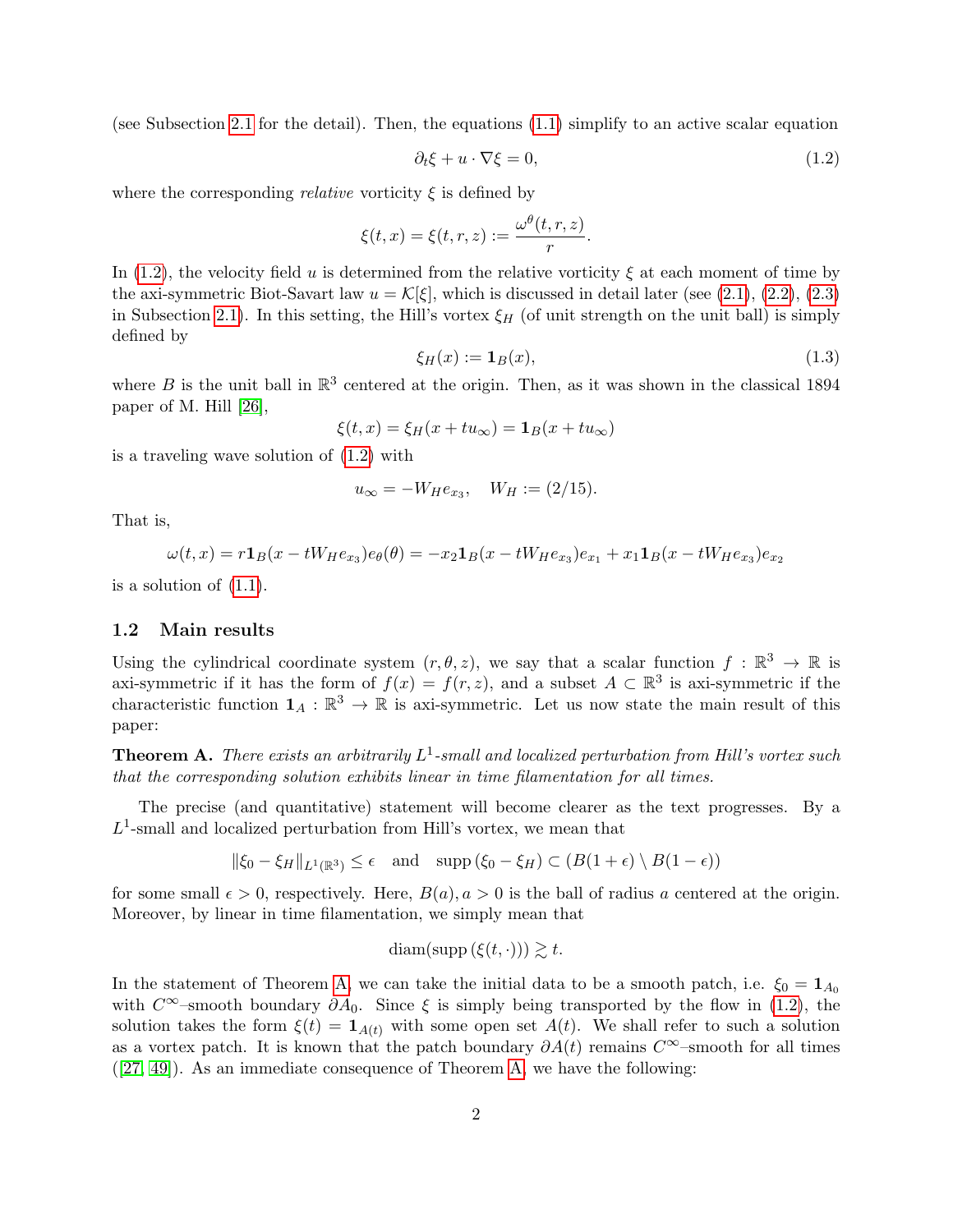(see Subsection 2.1 for the detail). Then, the equations (1.1) simplify to an active scalar equation

$$\partial_t \xi + u \cdot \nabla \xi = 0, \tag{1.2}$$

where the corresponding *relative* vorticity $\xi$ is defined by

$$\xi(t,x) = \xi(t,r,z) := \frac{\omega^\theta(t,r,z)}{r}.$$

In (1.2), the velocity field $u$ is determined from the relative vorticity $\xi$ at each moment of time by the axi-symmetric Biot-Savart law $u = \mathcal{K}[\xi]$, which is discussed in detail later (see (2.1), (2.2), (2.3) in Subsection 2.1). In this setting, the Hill's vortex $\xi_H$ (of unit strength on the unit ball) is simply defined by

$$\xi_H(x) := \mathbf{1}_B(x), \tag{1.3}$$

where $B$ is the unit ball in $\mathbb{R}^3$ centered at the origin. Then, as it was shown in the classical 1894 paper of M. Hill [26],

$$\xi(t,x) = \xi_H(x + tu_\infty) = \mathbf{1}_B(x + tu_\infty)$$

is a traveling wave solution of (1.2) with

$$u_\infty = -W_H e_{x_3}, \quad W_H := (2/15).$$

That is,

$$\omega(t,x) = r\mathbf{1}_B(x - tW_H e_{x_3})e_\theta(\theta) = -x_2\mathbf{1}_B(x - tW_H e_{x_3})e_{x_1} + x_1\mathbf{1}_B(x - tW_H e_{x_3})e_{x_2}$$

is a solution of (1.1).

### 1.2 Main results

Using the cylindrical coordinate system $(r, \theta, z)$, we say that a scalar function $f : \mathbb{R}^3 \to \mathbb{R}$ is axi-symmetric if it has the form of $f(x) = f(r,z)$, and a subset $A \subset \mathbb{R}^3$ is axi-symmetric if the characteristic function $\mathbf{1}_A : \mathbb{R}^3 \to \mathbb{R}$ is axi-symmetric. Let us now state the main result of this paper:

**Theorem A.** *There exists an arbitrarily $L^1$-small and localized perturbation from Hill's vortex such that the corresponding solution exhibits linear in time filamentation for all times.*

The precise (and quantitative) statement will become clearer as the text progresses. By a $L^1$-small and localized perturbation from Hill's vortex, we mean that

$$\|\xi_0 - \xi_H\|_{L^1(\mathbb{R}^3)} \le \epsilon \quad \text{and} \quad \operatorname{supp}(\xi_0 - \xi_H) \subset (B(1+\epsilon) \setminus B(1-\epsilon))$$

for some small $\epsilon > 0$, respectively. Here, $B(a), a > 0$ is the ball of radius $a$ centered at the origin. Moreover, by linear in time filamentation, we simply mean that

$$\operatorname{diam}(\operatorname{supp}(\xi(t,\cdot))) \gtrsim t.$$

In the statement of Theorem A, we can take the initial data to be a smooth patch, i.e. $\xi_0 = \mathbf{1}_{A_0}$ with $C^\infty$–smooth boundary $\partial A_0$. Since $\xi$ is simply being transported by the flow in (1.2), the solution takes the form $\xi(t) = \mathbf{1}_{A(t)}$ with some open set $A(t)$. We shall refer to such a solution as a vortex patch. It is known that the patch boundary $\partial A(t)$ remains $C^\infty$–smooth for all times ([27, 49]). As an immediate consequence of Theorem A, we have the following: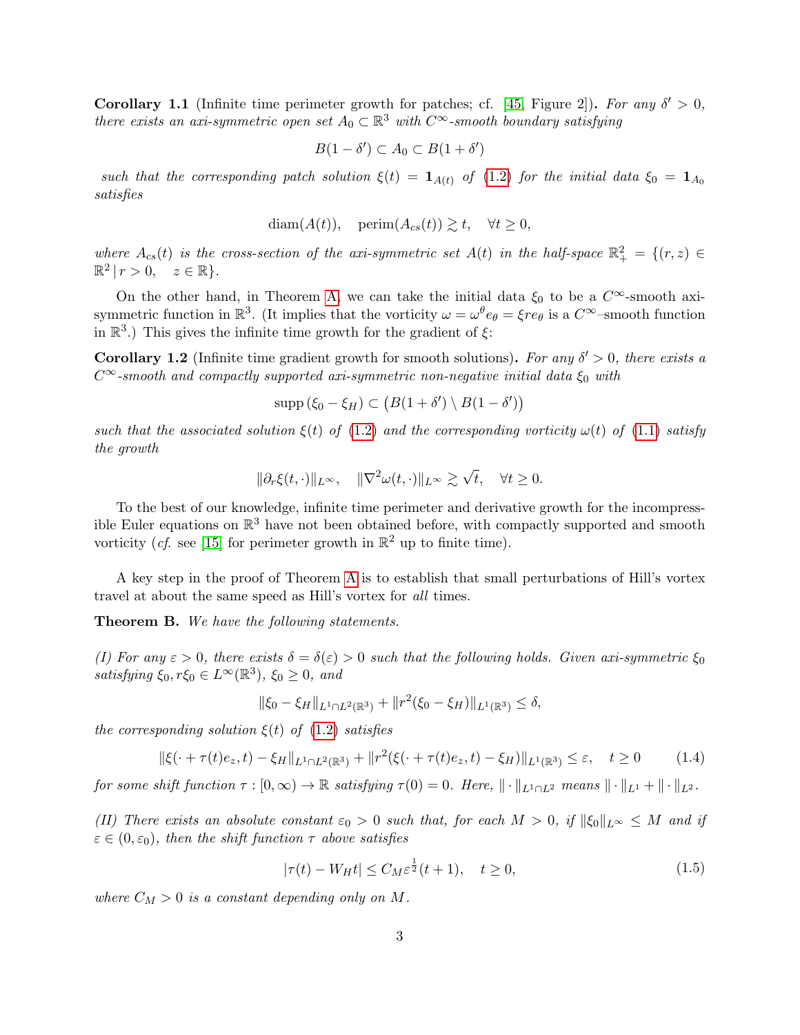**Corollary 1.1** (Infinite time perimeter growth for patches; cf. [45, Figure 2])**.** *For any $\delta' > 0$, there exists an axi-symmetric open set $A_0 \subset \mathbb{R}^3$ with $C^\infty$-smooth boundary satisfying*

$$B(1-\delta') \subset A_0 \subset B(1+\delta')$$

*such that the corresponding patch solution $\xi(t) = \mathbf{1}_{A(t)}$ of (1.2) for the initial data $\xi_0 = \mathbf{1}_{A_0}$ satisfies*

$$\operatorname{diam}(A(t)), \quad \operatorname{perim}(A_{cs}(t)) \gtrsim t, \quad \forall t \geq 0,$$

*where $A_{cs}(t)$ is the cross-section of the axi-symmetric set $A(t)$ in the half-space $\mathbb{R}^2_+ = \{(r,z) \in \mathbb{R}^2 \,|\, r > 0, \quad z \in \mathbb{R}\}$.*

On the other hand, in Theorem A, we can take the initial data $\xi_0$ to be a $C^\infty$-smooth axi-symmetric function in $\mathbb{R}^3$. (It implies that the vorticity $\omega = \omega^\theta e_\theta = \xi r e_\theta$ is a $C^\infty$–smooth function in $\mathbb{R}^3$.) This gives the infinite time growth for the gradient of $\xi$:

**Corollary 1.2** (Infinite time gradient growth for smooth solutions)**.** *For any $\delta' > 0$, there exists a $C^\infty$-smooth and compactly supported axi-symmetric non-negative initial data $\xi_0$ with*

$$\operatorname{supp}(\xi_0 - \xi_H) \subset \big(B(1+\delta') \setminus B(1-\delta')\big)$$

*such that the associated solution $\xi(t)$ of (1.2) and the corresponding vorticity $\omega(t)$ of (1.1) satisfy the growth*

$$\|\partial_r \xi(t,\cdot)\|_{L^\infty}, \quad \|\nabla^2 \omega(t,\cdot)\|_{L^\infty} \gtrsim \sqrt{t}, \quad \forall t \geq 0.$$

To the best of our knowledge, infinite time perimeter and derivative growth for the incompressible Euler equations on $\mathbb{R}^3$ have not been obtained before, with compactly supported and smooth vorticity (*cf.* see [15] for perimeter growth in $\mathbb{R}^2$ up to finite time).

A key step in the proof of Theorem A is to establish that small perturbations of Hill's vortex travel at about the same speed as Hill's vortex for *all* times.

**Theorem B.** *We have the following statements.*

*(I) For any $\varepsilon > 0$, there exists $\delta = \delta(\varepsilon) > 0$ such that the following holds. Given axi-symmetric $\xi_0$ satisfying $\xi_0, r\xi_0 \in L^\infty(\mathbb{R}^3)$, $\xi_0 \geq 0$, and*

$$\|\xi_0 - \xi_H\|_{L^1 \cap L^2(\mathbb{R}^3)} + \|r^2(\xi_0 - \xi_H)\|_{L^1(\mathbb{R}^3)} \leq \delta,$$

*the corresponding solution $\xi(t)$ of (1.2) satisfies*

$$\|\xi(\cdot + \tau(t)e_z, t) - \xi_H\|_{L^1 \cap L^2(\mathbb{R}^3)} + \|r^2(\xi(\cdot + \tau(t)e_z, t) - \xi_H)\|_{L^1(\mathbb{R}^3)} \leq \varepsilon, \quad t \geq 0 \tag{1.4}$$

*for some shift function $\tau : [0,\infty) \to \mathbb{R}$ satisfying $\tau(0) = 0$. Here, $\|\cdot\|_{L^1 \cap L^2}$ means $\|\cdot\|_{L^1} + \|\cdot\|_{L^2}$.*

*(II) There exists an absolute constant $\varepsilon_0 > 0$ such that, for each $M > 0$, if $\|\xi_0\|_{L^\infty} \leq M$ and if $\varepsilon \in (0, \varepsilon_0)$, then the shift function $\tau$ above satisfies*

$$|\tau(t) - W_H t| \leq C_M \varepsilon^{\frac{1}{2}}(t+1), \quad t \geq 0, \tag{1.5}$$

*where $C_M > 0$ is a constant depending only on $M$.*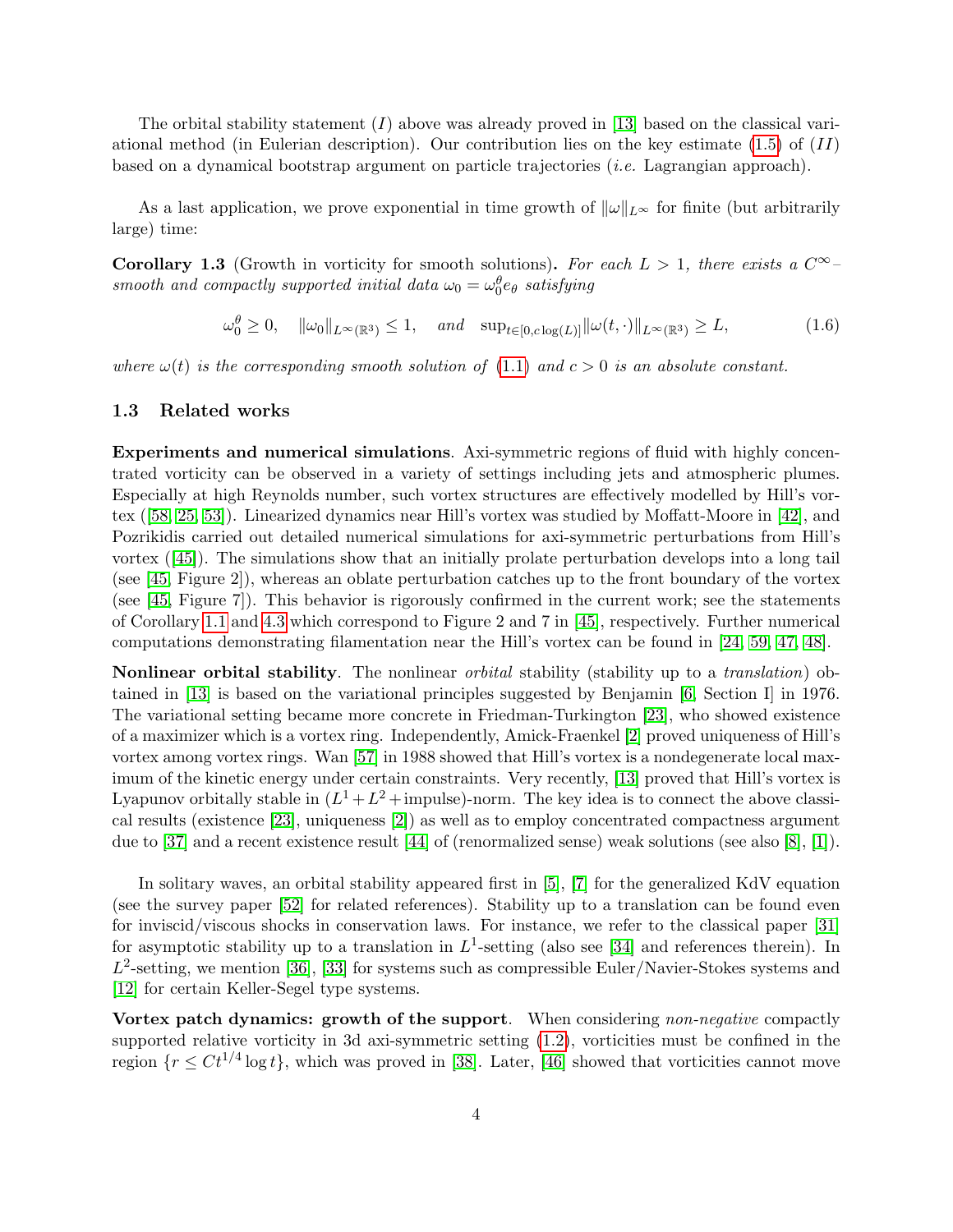The orbital stability statement $(I)$ above was already proved in [13] based on the classical variational method (in Eulerian description). Our contribution lies on the key estimate (1.5) of $(II)$ based on a dynamical bootstrap argument on particle trajectories (*i.e.* Lagrangian approach).

As a last application, we prove exponential in time growth of $\|\omega\|_{L^\infty}$ for finite (but arbitrarily large) time:

**Corollary 1.3** (Growth in vorticity for smooth solutions)**.** *For each $L > 1$, there exists a $C^\infty$–smooth and compactly supported initial data $\omega_0 = \omega_0^\theta e_\theta$ satisfying*

$$\omega_0^\theta \geq 0, \quad \|\omega_0\|_{L^\infty(\mathbb{R}^3)} \leq 1, \quad \text{and} \quad \sup_{t\in[0,c\log(L)]} \|\omega(t,\cdot)\|_{L^\infty(\mathbb{R}^3)} \geq L, \tag{1.6}$$

*where $\omega(t)$ is the corresponding smooth solution of (1.1) and $c > 0$ is an absolute constant.*

### 1.3 Related works

**Experiments and numerical simulations**. Axi-symmetric regions of fluid with highly concentrated vorticity can be observed in a variety of settings including jets and atmospheric plumes. Especially at high Reynolds number, such vortex structures are effectively modelled by Hill's vortex ([58, 25, 53]). Linearized dynamics near Hill's vortex was studied by Moffatt-Moore in [42], and Pozrikidis carried out detailed numerical simulations for axi-symmetric perturbations from Hill's vortex ([45]). The simulations show that an initially prolate perturbation develops into a long tail (see [45, Figure 2]), whereas an oblate perturbation catches up to the front boundary of the vortex (see [45, Figure 7]). This behavior is rigorously confirmed in the current work; see the statements of Corollary 1.1 and 4.3 which correspond to Figure 2 and 7 in [45], respectively. Further numerical computations demonstrating filamentation near the Hill's vortex can be found in [24, 59, 47, 48].

**Nonlinear orbital stability**. The nonlinear *orbital* stability (stability up to a *translation*) obtained in [13] is based on the variational principles suggested by Benjamin [6, Section I] in 1976. The variational setting became more concrete in Friedman-Turkington [23], who showed existence of a maximizer which is a vortex ring. Independently, Amick-Fraenkel [2] proved uniqueness of Hill's vortex among vortex rings. Wan [57] in 1988 showed that Hill's vortex is a nondegenerate local maximum of the kinetic energy under certain constraints. Very recently, [13] proved that Hill's vortex is Lyapunov orbitally stable in $(L^1 + L^2 + \text{impulse})$-norm. The key idea is to connect the above classical results (existence [23], uniqueness [2]) as well as to employ concentrated compactness argument due to [37] and a recent existence result [44] of (renormalized sense) weak solutions (see also [8], [1]).

In solitary waves, an orbital stability appeared first in [5], [7] for the generalized KdV equation (see the survey paper [52] for related references). Stability up to a translation can be found even for inviscid/viscous shocks in conservation laws. For instance, we refer to the classical paper [31] for asymptotic stability up to a translation in $L^1$-setting (also see [34] and references therein). In $L^2$-setting, we mention [36], [33] for systems such as compressible Euler/Navier-Stokes systems and [12] for certain Keller-Segel type systems.

**Vortex patch dynamics: growth of the support**. When considering *non-negative* compactly supported relative vorticity in 3d axi-symmetric setting (1.2), vorticities must be confined in the region $\{r \leq Ct^{1/4}\log t\}$, which was proved in [38]. Later, [46] showed that vorticities cannot move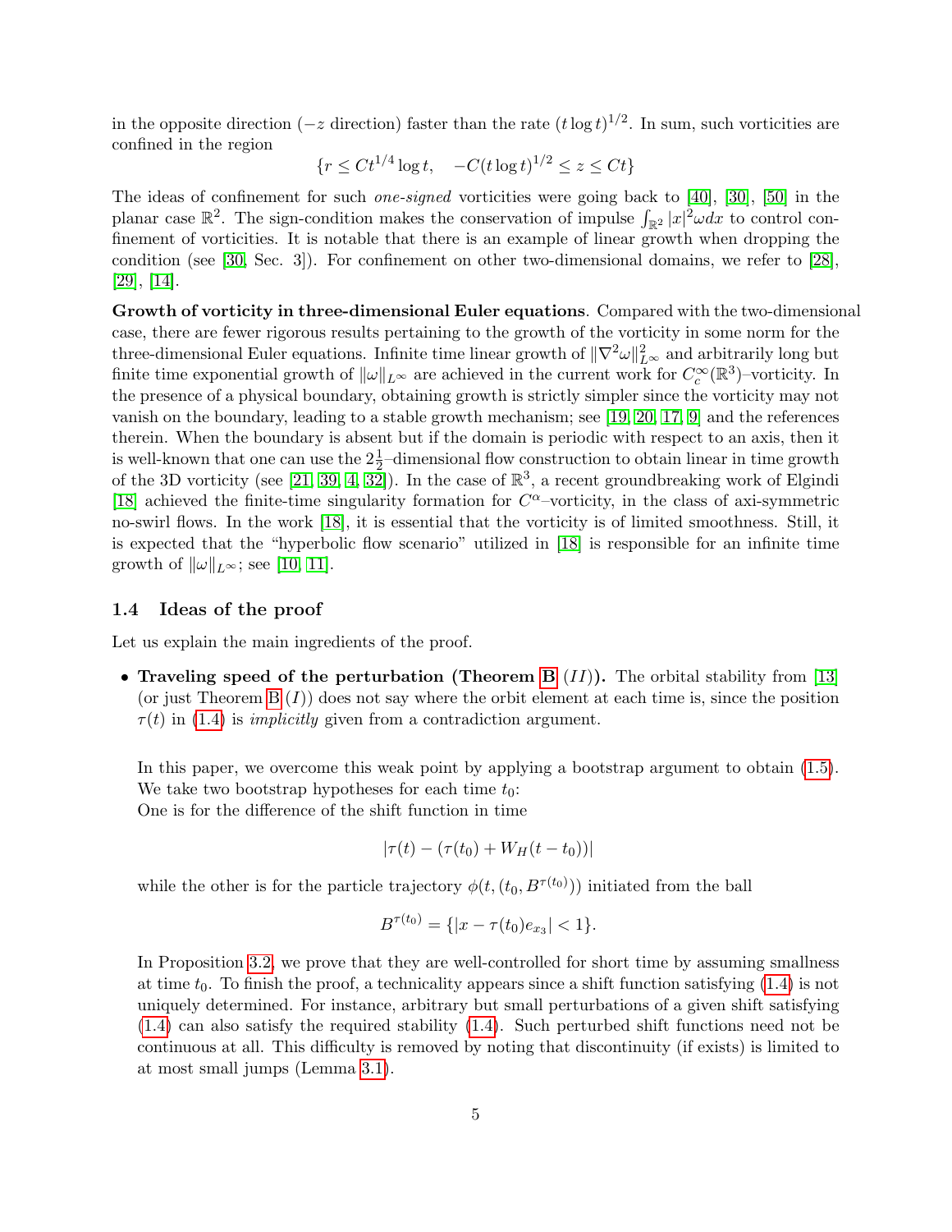in the opposite direction ($-z$ direction) faster than the rate $(t\log t)^{1/2}$. In sum, such vorticities are confined in the region

$$\{r \le Ct^{1/4}\log t, \quad -C(t\log t)^{1/2} \le z \le Ct\}$$

The ideas of confinement for such *one-signed* vorticities were going back to [40], [30], [50] in the planar case $\mathbb{R}^2$. The sign-condition makes the conservation of impulse $\int_{\mathbb{R}^2} |x|^2 \omega dx$ to control confinement of vorticities. It is notable that there is an example of linear growth when dropping the condition (see [30, Sec. 3]). For confinement on other two-dimensional domains, we refer to [28], [29], [14].

**Growth of vorticity in three-dimensional Euler equations**. Compared with the two-dimensional case, there are fewer rigorous results pertaining to the growth of the vorticity in some norm for the three-dimensional Euler equations. Infinite time linear growth of $\|\nabla^2\omega\|_{L^\infty}^2$ and arbitrarily long but finite time exponential growth of $\|\omega\|_{L^\infty}$ are achieved in the current work for $C_c^\infty(\mathbb{R}^3)$–vorticity. In the presence of a physical boundary, obtaining growth is strictly simpler since the vorticity may not vanish on the boundary, leading to a stable growth mechanism; see [19, 20, 17, 9] and the references therein. When the boundary is absent but if the domain is periodic with respect to an axis, then it is well-known that one can use the $2\frac{1}{2}$–dimensional flow construction to obtain linear in time growth of the 3D vorticity (see [21, 39, 4, 32]). In the case of $\mathbb{R}^3$, a recent groundbreaking work of Elgindi [18] achieved the finite-time singularity formation for $C^\alpha$–vorticity, in the class of axi-symmetric no-swirl flows. In the work [18], it is essential that the vorticity is of limited smoothness. Still, it is expected that the "hyperbolic flow scenario" utilized in [18] is responsible for an infinite time growth of $\|\omega\|_{L^\infty}$; see [10, 11].

### 1.4 Ideas of the proof

Let us explain the main ingredients of the proof.

- **Traveling speed of the perturbation (Theorem B $(II)$).** The orbital stability from [13] (or just Theorem B $(I)$) does not say where the orbit element at each time is, since the position $\tau(t)$ in (1.4) is *implicitly* given from a contradiction argument.

  In this paper, we overcome this weak point by applying a bootstrap argument to obtain (1.5). We take two bootstrap hypotheses for each time $t_0$:
  One is for the difference of the shift function in time

  $$|\tau(t) - (\tau(t_0) + W_H(t-t_0))|$$

  while the other is for the particle trajectory $\phi(t, (t_0, B^{\tau(t_0)}))$ initiated from the ball

  $$B^{\tau(t_0)} = \{|x - \tau(t_0)e_{x_3}| < 1\}.$$

  In Proposition 3.2, we prove that they are well-controlled for short time by assuming smallness at time $t_0$. To finish the proof, a technicality appears since a shift function satisfying (1.4) is not uniquely determined. For instance, arbitrary but small perturbations of a given shift satisfying (1.4) can also satisfy the required stability (1.4). Such perturbed shift functions need not be continuous at all. This difficulty is removed by noting that discontinuity (if exists) is limited to at most small jumps (Lemma 3.1).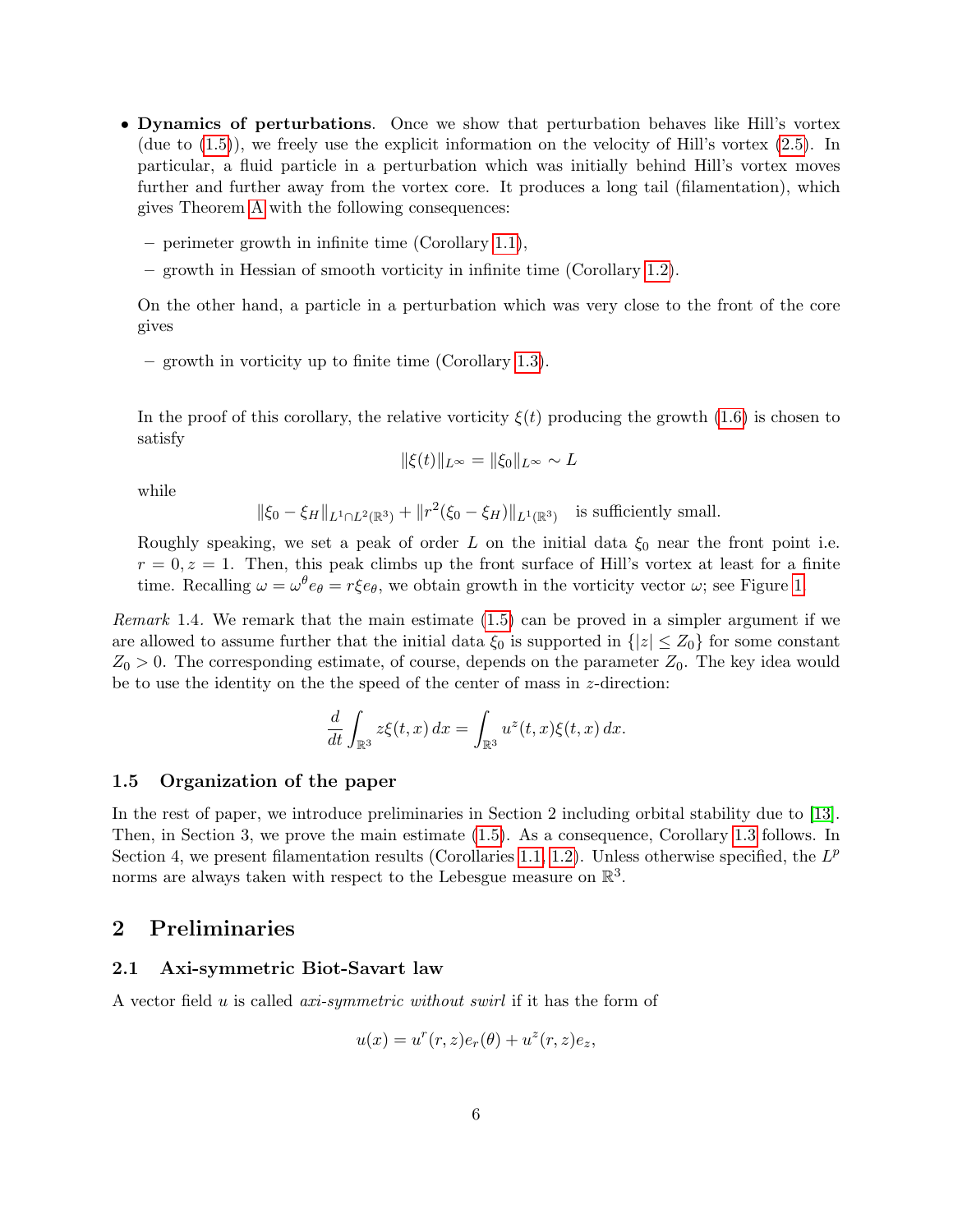- **Dynamics of perturbations**. Once we show that perturbation behaves like Hill's vortex (due to (1.5)), we freely use the explicit information on the velocity of Hill's vortex (2.5). In particular, a fluid particle in a perturbation which was initially behind Hill's vortex moves further and further away from the vortex core. It produces a long tail (filamentation), which gives Theorem A with the following consequences:

  – perimeter growth in infinite time (Corollary 1.1),

  – growth in Hessian of smooth vorticity in infinite time (Corollary 1.2).

  On the other hand, a particle in a perturbation which was very close to the front of the core gives

  – growth in vorticity up to finite time (Corollary 1.3).

  In the proof of this corollary, the relative vorticity $\xi(t)$ producing the growth (1.6) is chosen to satisfy

$$\|\xi(t)\|_{L^\infty} = \|\xi_0\|_{L^\infty} \sim L$$

  while

$$\|\xi_0 - \xi_H\|_{L^1\cap L^2(\mathbb{R}^3)} + \|r^2(\xi_0 - \xi_H)\|_{L^1(\mathbb{R}^3)} \quad \text{is sufficiently small.}$$

  Roughly speaking, we set a peak of order $L$ on the initial data $\xi_0$ near the front point i.e. $r = 0, z = 1$. Then, this peak climbs up the front surface of Hill's vortex at least for a finite time. Recalling $\omega = \omega^\theta e_\theta = r\xi e_\theta$, we obtain growth in the vorticity vector $\omega$; see Figure 1.

*Remark* 1.4. We remark that the main estimate (1.5) can be proved in a simpler argument if we are allowed to assume further that the initial data $\xi_0$ is supported in $\{|z| \leq Z_0\}$ for some constant $Z_0 > 0$. The corresponding estimate, of course, depends on the parameter $Z_0$. The key idea would be to use the identity on the the speed of the center of mass in $z$-direction:

$$\frac{d}{dt}\int_{\mathbb{R}^3} z\xi(t,x)\,dx = \int_{\mathbb{R}^3} u^z(t,x)\xi(t,x)\,dx.$$

### 1.5 Organization of the paper

In the rest of paper, we introduce preliminaries in Section 2 including orbital stability due to [13]. Then, in Section 3, we prove the main estimate (1.5). As a consequence, Corollary 1.3 follows. In Section 4, we present filamentation results (Corollaries 1.1, 1.2). Unless otherwise specified, the $L^p$ norms are always taken with respect to the Lebesgue measure on $\mathbb{R}^3$.

## 2 Preliminaries

### 2.1 Axi-symmetric Biot-Savart law

A vector field $u$ is called *axi-symmetric without swirl* if it has the form of

$$u(x) = u^r(r,z)e_r(\theta) + u^z(r,z)e_z,$$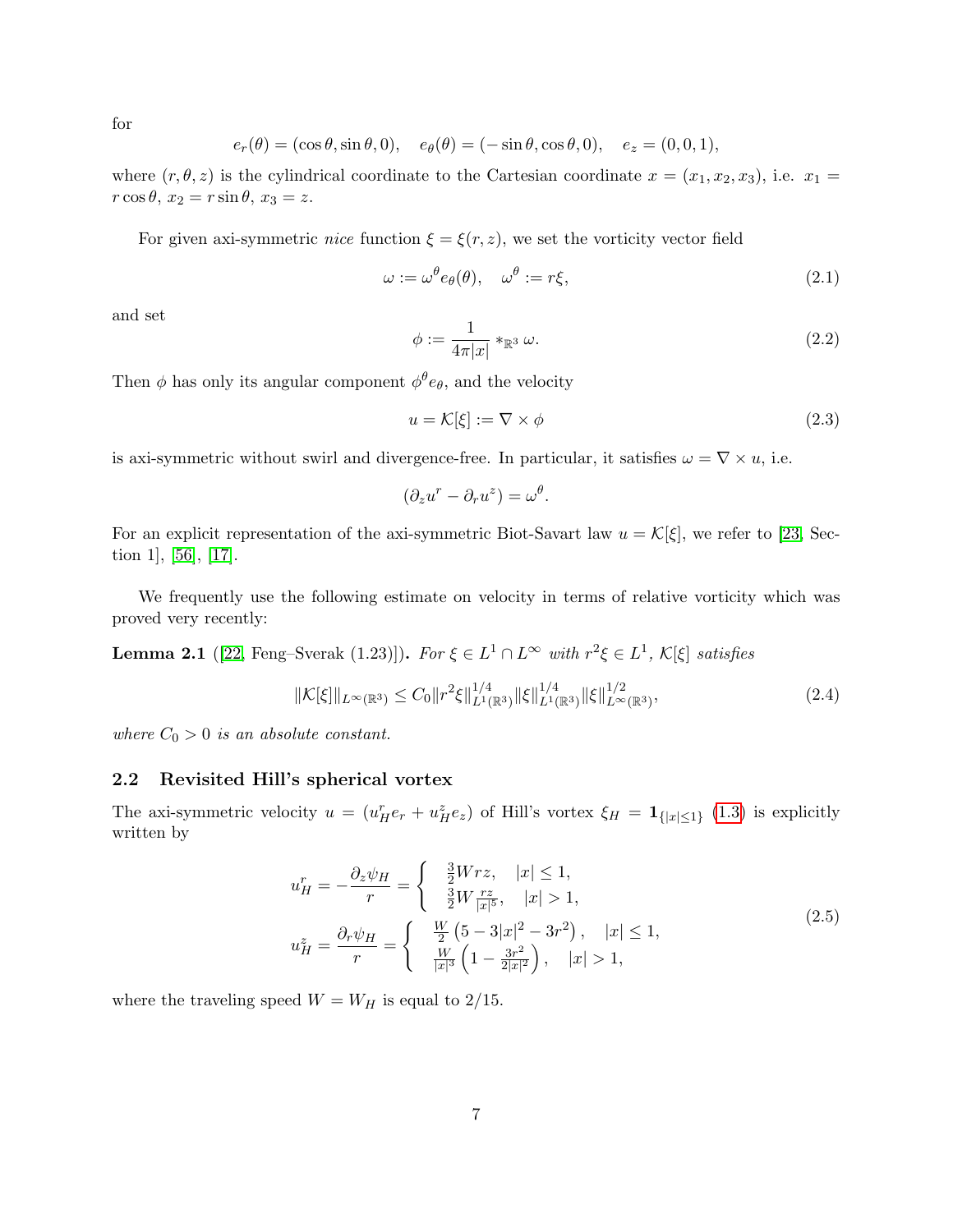for

$$e_r(\theta) = (\cos\theta, \sin\theta, 0), \quad e_\theta(\theta) = (-\sin\theta, \cos\theta, 0), \quad e_z = (0, 0, 1),$$

where $(r, \theta, z)$ is the cylindrical coordinate to the Cartesian coordinate $x = (x_1, x_2, x_3)$, i.e. $x_1 = r\cos\theta$, $x_2 = r\sin\theta$, $x_3 = z$.

For given axi-symmetric *nice* function $\xi = \xi(r, z)$, we set the vorticity vector field

$$\omega := \omega^\theta e_\theta(\theta), \quad \omega^\theta := r\xi, \tag{2.1}$$

and set

$$\phi := \frac{1}{4\pi|x|} *_{\mathbb{R}^3} \omega. \tag{2.2}$$

Then $\phi$ has only its angular component $\phi^\theta e_\theta$, and the velocity

$$u = \mathcal{K}[\xi] := \nabla \times \phi \tag{2.3}$$

is axi-symmetric without swirl and divergence-free. In particular, it satisfies $\omega = \nabla \times u$, i.e.

$$(\partial_z u^r - \partial_r u^z) = \omega^\theta.$$

For an explicit representation of the axi-symmetric Biot-Savart law $u = \mathcal{K}[\xi]$, we refer to [23, Section 1], [56], [17].

We frequently use the following estimate on velocity in terms of relative vorticity which was proved very recently:

**Lemma 2.1** ([22, Feng–Sverak (1.23)]). *For $\xi \in L^1 \cap L^\infty$ with $r^2\xi \in L^1$, $\mathcal{K}[\xi]$ satisfies*

$$\|\mathcal{K}[\xi]\|_{L^\infty(\mathbb{R}^3)} \le C_0 \|r^2\xi\|_{L^1(\mathbb{R}^3)}^{1/4} \|\xi\|_{L^1(\mathbb{R}^3)}^{1/4} \|\xi\|_{L^\infty(\mathbb{R}^3)}^{1/2}, \tag{2.4}$$

*where $C_0 > 0$ is an absolute constant.*

## 2.2 Revisited Hill's spherical vortex

The axi-symmetric velocity $u = (u_H^r e_r + u_H^z e_z)$ of Hill's vortex $\xi_H = \mathbf{1}_{\{|x|\le 1\}}$ (1.3) is explicitly written by

$$\begin{aligned}
u_H^r &= -\frac{\partial_z \psi_H}{r} = \begin{cases} \frac{3}{2}Wrz, & |x| \le 1, \\ \frac{3}{2}W\frac{rz}{|x|^5}, & |x| > 1, \end{cases} \\
u_H^z &= \frac{\partial_r \psi_H}{r} = \begin{cases} \frac{W}{2}\left(5 - 3|x|^2 - 3r^2\right), & |x| \le 1, \\ \frac{W}{|x|^3}\left(1 - \frac{3r^2}{2|x|^2}\right), & |x| > 1, \end{cases}
\end{aligned} \tag{2.5}$$

where the traveling speed $W = W_H$ is equal to $2/15$.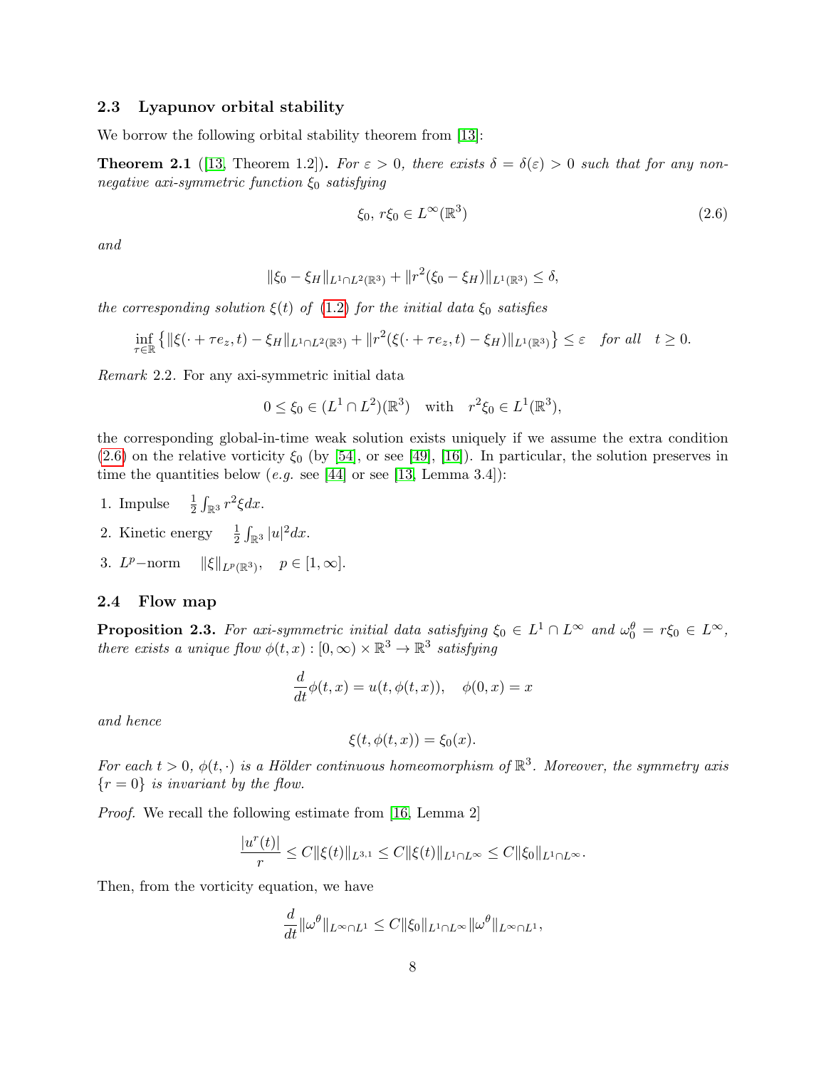### 2.3 Lyapunov orbital stability

We borrow the following orbital stability theorem from [13]:

**Theorem 2.1** ([13, Theorem 1.2])**.** *For $\varepsilon > 0$, there exists $\delta = \delta(\varepsilon) > 0$ such that for any non-negative axi-symmetric function $\xi_0$ satisfying*

$$\xi_0,\ r\xi_0 \in L^\infty(\mathbb{R}^3) \tag{2.6}$$

*and*

$$\|\xi_0 - \xi_H\|_{L^1\cap L^2(\mathbb{R}^3)} + \|r^2(\xi_0 - \xi_H)\|_{L^1(\mathbb{R}^3)} \leq \delta,$$

*the corresponding solution $\xi(t)$ of (1.2) for the initial data $\xi_0$ satisfies*

$$\inf_{\tau\in\mathbb{R}} \left\{ \|\xi(\cdot + \tau e_z, t) - \xi_H\|_{L^1\cap L^2(\mathbb{R}^3)} + \|r^2(\xi(\cdot + \tau e_z, t) - \xi_H)\|_{L^1(\mathbb{R}^3)} \right\} \leq \varepsilon \quad \text{for all} \quad t \geq 0.$$

*Remark* 2.2. For any axi-symmetric initial data

$$0 \leq \xi_0 \in (L^1 \cap L^2)(\mathbb{R}^3) \quad \text{with} \quad r^2\xi_0 \in L^1(\mathbb{R}^3),$$

the corresponding global-in-time weak solution exists uniquely if we assume the extra condition (2.6) on the relative vorticity $\xi_0$ (by [54], or see [49], [16]). In particular, the solution preserves in time the quantities below (*e.g.* see [44] or see [13, Lemma 3.4]):

1. Impulse $\quad \frac{1}{2}\int_{\mathbb{R}^3} r^2\xi dx$.
2. Kinetic energy $\quad \frac{1}{2}\int_{\mathbb{R}^3} |u|^2 dx$.
3. $L^p-$norm $\quad \|\xi\|_{L^p(\mathbb{R}^3)}, \quad p \in [1, \infty]$.

### 2.4 Flow map

**Proposition 2.3.** *For axi-symmetric initial data satisfying $\xi_0 \in L^1 \cap L^\infty$ and $\omega_0^\theta = r\xi_0 \in L^\infty$, there exists a unique flow $\phi(t,x) : [0,\infty) \times \mathbb{R}^3 \to \mathbb{R}^3$ satisfying*

$$\frac{d}{dt}\phi(t,x) = u(t, \phi(t,x)), \quad \phi(0,x) = x$$

*and hence*

$$\xi(t, \phi(t,x)) = \xi_0(x).$$

*For each $t > 0$, $\phi(t,\cdot)$ is a Hölder continuous homeomorphism of $\mathbb{R}^3$. Moreover, the symmetry axis $\{r = 0\}$ is invariant by the flow.*

*Proof.* We recall the following estimate from [16, Lemma 2]

$$\frac{|u^r(t)|}{r} \leq C\|\xi(t)\|_{L^{3,1}} \leq C\|\xi(t)\|_{L^1\cap L^\infty} \leq C\|\xi_0\|_{L^1\cap L^\infty}.$$

Then, from the vorticity equation, we have

$$\frac{d}{dt}\|\omega^\theta\|_{L^\infty\cap L^1} \leq C\|\xi_0\|_{L^1\cap L^\infty}\|\omega^\theta\|_{L^\infty\cap L^1},$$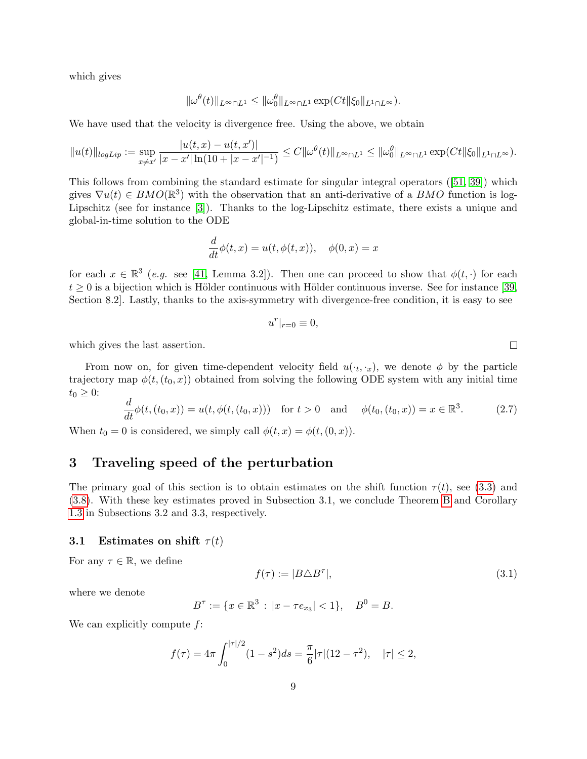which gives

$$\|\omega^\theta(t)\|_{L^\infty\cap L^1} \le \|\omega_0^\theta\|_{L^\infty\cap L^1}\exp(Ct\|\xi_0\|_{L^1\cap L^\infty}).$$

We have used that the velocity is divergence free. Using the above, we obtain

$$\|u(t)\|_{logLip} := \sup_{x\neq x'}\frac{|u(t,x)-u(t,x')|}{|x-x'|\ln(10+|x-x'|^{-1})} \le C\|\omega^\theta(t)\|_{L^\infty\cap L^1} \le \|\omega_0^\theta\|_{L^\infty\cap L^1}\exp(Ct\|\xi_0\|_{L^1\cap L^\infty}).$$

This follows from combining the standard estimate for singular integral operators ([51, 39]) which gives $\nabla u(t) \in BMO(\mathbb{R}^3)$ with the observation that an anti-derivative of a $BMO$ function is log-Lipschitz (see for instance [3]). Thanks to the log-Lipschitz estimate, there exists a unique and global-in-time solution to the ODE

$$\frac{d}{dt}\phi(t,x) = u(t,\phi(t,x)), \quad \phi(0,x) = x$$

for each $x \in \mathbb{R}^3$ (*e.g.* see [41, Lemma 3.2]). Then one can proceed to show that $\phi(t,\cdot)$ for each $t \ge 0$ is a bijection which is Hölder continuous with Hölder continuous inverse. See for instance [39, Section 8.2]. Lastly, thanks to the axis-symmetry with divergence-free condition, it is easy to see

$$u^r|_{r=0} \equiv 0,$$

which gives the last assertion. $\square$

From now on, for given time-dependent velocity field $u(\cdot_t,\cdot_x)$, we denote $\phi$ by the particle trajectory map $\phi(t,(t_0,x))$ obtained from solving the following ODE system with any initial time $t_0 \ge 0$:

$$\frac{d}{dt}\phi(t,(t_0,x)) = u(t,\phi(t,(t_0,x))) \quad \text{for } t > 0 \quad \text{and} \quad \phi(t_0,(t_0,x)) = x \in \mathbb{R}^3. \tag{2.7}$$

When $t_0 = 0$ is considered, we simply call $\phi(t,x) = \phi(t,(0,x))$.

## 3 Traveling speed of the perturbation

The primary goal of this section is to obtain estimates on the shift function $\tau(t)$, see (3.3) and (3.8). With these key estimates proved in Subsection 3.1, we conclude Theorem B and Corollary 1.3 in Subsections 3.2 and 3.3, respectively.

### 3.1 Estimates on shift $\tau(t)$

For any $\tau \in \mathbb{R}$, we define

$$f(\tau) := |B \triangle B^\tau|, \tag{3.1}$$

where we denote

$$B^\tau := \{x \in \mathbb{R}^3 : |x - \tau e_{x_3}| < 1\}, \quad B^0 = B.$$

We can explicitly compute $f$:

$$f(\tau) = 4\pi\int_0^{|\tau|/2}(1-s^2)ds = \frac{\pi}{6}|\tau|(12-\tau^2), \quad |\tau| \le 2,$$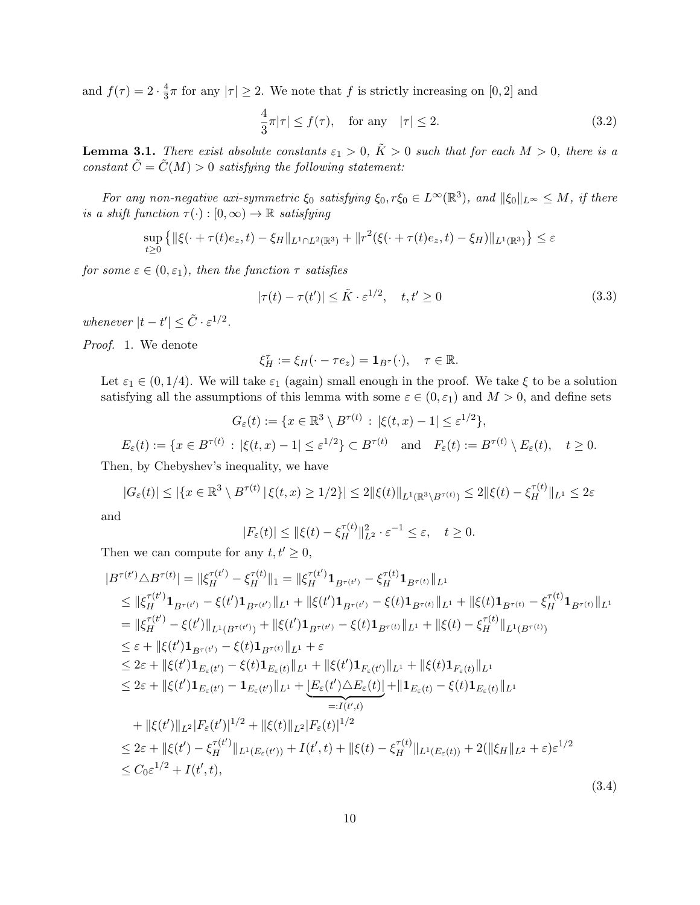and $f(\tau) = 2 \cdot \frac{4}{3}\pi$ for any $|\tau| \geq 2$. We note that $f$ is strictly increasing on $[0, 2]$ and

$$\frac{4}{3}\pi|\tau| \leq f(\tau), \quad \text{for any} \quad |\tau| \leq 2. \tag{3.2}$$

**Lemma 3.1.** *There exist absolute constants $\varepsilon_1 > 0$, $\tilde{K} > 0$ such that for each $M > 0$, there is a constant $\tilde{C} = \tilde{C}(M) > 0$ satisfying the following statement:*

*For any non-negative axi-symmetric $\xi_0$ satisfying $\xi_0, r\xi_0 \in L^\infty(\mathbb{R}^3)$, and $\|\xi_0\|_{L^\infty} \leq M$, if there is a shift function $\tau(\cdot) : [0, \infty) \to \mathbb{R}$ satisfying*

$$\sup_{t \geq 0} \left\{ \|\xi(\cdot + \tau(t)e_z, t) - \xi_H\|_{L^1 \cap L^2(\mathbb{R}^3)} + \|r^2(\xi(\cdot + \tau(t)e_z, t) - \xi_H)\|_{L^1(\mathbb{R}^3)} \right\} \leq \varepsilon$$

*for some $\varepsilon \in (0, \varepsilon_1)$, then the function $\tau$ satisfies*

$$|\tau(t) - \tau(t')| \leq \tilde{K} \cdot \varepsilon^{1/2}, \quad t, t' \geq 0 \tag{3.3}$$

*whenever $|t - t'| \leq \tilde{C} \cdot \varepsilon^{1/2}$.*

*Proof.* 1. We denote

$$\xi_H^\tau := \xi_H(\cdot - \tau e_z) = \mathbf{1}_{B^\tau}(\cdot), \quad \tau \in \mathbb{R}.$$

Let $\varepsilon_1 \in (0, 1/4)$. We will take $\varepsilon_1$ (again) small enough in the proof. We take $\xi$ to be a solution satisfying all the assumptions of this lemma with some $\varepsilon \in (0, \varepsilon_1)$ and $M > 0$, and define sets

$$G_\varepsilon(t) := \{x \in \mathbb{R}^3 \setminus B^{\tau(t)} \,:\, |\xi(t, x) - 1| \leq \varepsilon^{1/2}\},$$

$$E_\varepsilon(t) := \{x \in B^{\tau(t)} \,:\, |\xi(t, x) - 1| \leq \varepsilon^{1/2}\} \subset B^{\tau(t)} \quad \text{and} \quad F_\varepsilon(t) := B^{\tau(t)} \setminus E_\varepsilon(t), \quad t \geq 0.$$

Then, by Chebyshev's inequality, we have

$$|G_\varepsilon(t)| \leq |\{x \in \mathbb{R}^3 \setminus B^{\tau(t)} \,|\, \xi(t, x) \geq 1/2\}| \leq 2\|\xi(t)\|_{L^1(\mathbb{R}^3 \setminus B^{\tau(t)})} \leq 2\|\xi(t) - \xi_H^{\tau(t)}\|_{L^1} \leq 2\varepsilon$$

and

$$|F_\varepsilon(t)| \leq \|\xi(t) - \xi_H^{\tau(t)}\|_{L^2}^2 \cdot \varepsilon^{-1} \leq \varepsilon, \quad t \geq 0.$$

Then we can compute for any $t, t' \geq 0$,

$$\begin{aligned}
|B^{\tau(t')} \triangle B^{\tau(t)}| &= \|\xi_H^{\tau(t')} - \xi_H^{\tau(t)}\|_1 = \|\xi_H^{\tau(t')} \mathbf{1}_{B^{\tau(t')}} - \xi_H^{\tau(t)} \mathbf{1}_{B^{\tau(t)}}\|_{L^1} \\
&\leq \|\xi_H^{\tau(t')} \mathbf{1}_{B^{\tau(t')}} - \xi(t') \mathbf{1}_{B^{\tau(t')}}\|_{L^1} + \|\xi(t') \mathbf{1}_{B^{\tau(t')}} - \xi(t) \mathbf{1}_{B^{\tau(t)}}\|_{L^1} + \|\xi(t) \mathbf{1}_{B^{\tau(t)}} - \xi_H^{\tau(t)} \mathbf{1}_{B^{\tau(t)}}\|_{L^1} \\
&= \|\xi_H^{\tau(t')} - \xi(t')\|_{L^1(B^{\tau(t')})} + \|\xi(t') \mathbf{1}_{B^{\tau(t')}} - \xi(t) \mathbf{1}_{B^{\tau(t)}}\|_{L^1} + \|\xi(t) - \xi_H^{\tau(t)}\|_{L^1(B^{\tau(t)})} \\
&\leq \varepsilon + \|\xi(t') \mathbf{1}_{B^{\tau(t')}} - \xi(t) \mathbf{1}_{B^{\tau(t)}}\|_{L^1} + \varepsilon \\
&\leq 2\varepsilon + \|\xi(t') \mathbf{1}_{E_\varepsilon(t')} - \xi(t) \mathbf{1}_{E_\varepsilon(t)}\|_{L^1} + \|\xi(t') \mathbf{1}_{F_\varepsilon(t')}\|_{L^1} + \|\xi(t) \mathbf{1}_{F_\varepsilon(t)}\|_{L^1} \\
&\leq 2\varepsilon + \|\xi(t') \mathbf{1}_{E_\varepsilon(t')} - \mathbf{1}_{E_\varepsilon(t')}\|_{L^1} + \underbrace{|E_\varepsilon(t') \triangle E_\varepsilon(t)|}_{=: I(t', t)} + \|\mathbf{1}_{E_\varepsilon(t)} - \xi(t) \mathbf{1}_{E_\varepsilon(t)}\|_{L^1} \\
&\quad + \|\xi(t')\|_{L^2} |F_\varepsilon(t')|^{1/2} + \|\xi(t)\|_{L^2} |F_\varepsilon(t)|^{1/2} \\
&\leq 2\varepsilon + \|\xi(t') - \xi_H^{\tau(t')}\|_{L^1(E_\varepsilon(t'))} + I(t', t) + \|\xi(t) - \xi_H^{\tau(t)}\|_{L^1(E_\varepsilon(t))} + 2(\|\xi_H\|_{L^2} + \varepsilon)\varepsilon^{1/2} \\
&\leq C_0 \varepsilon^{1/2} + I(t', t),
\end{aligned} \tag{3.4}$$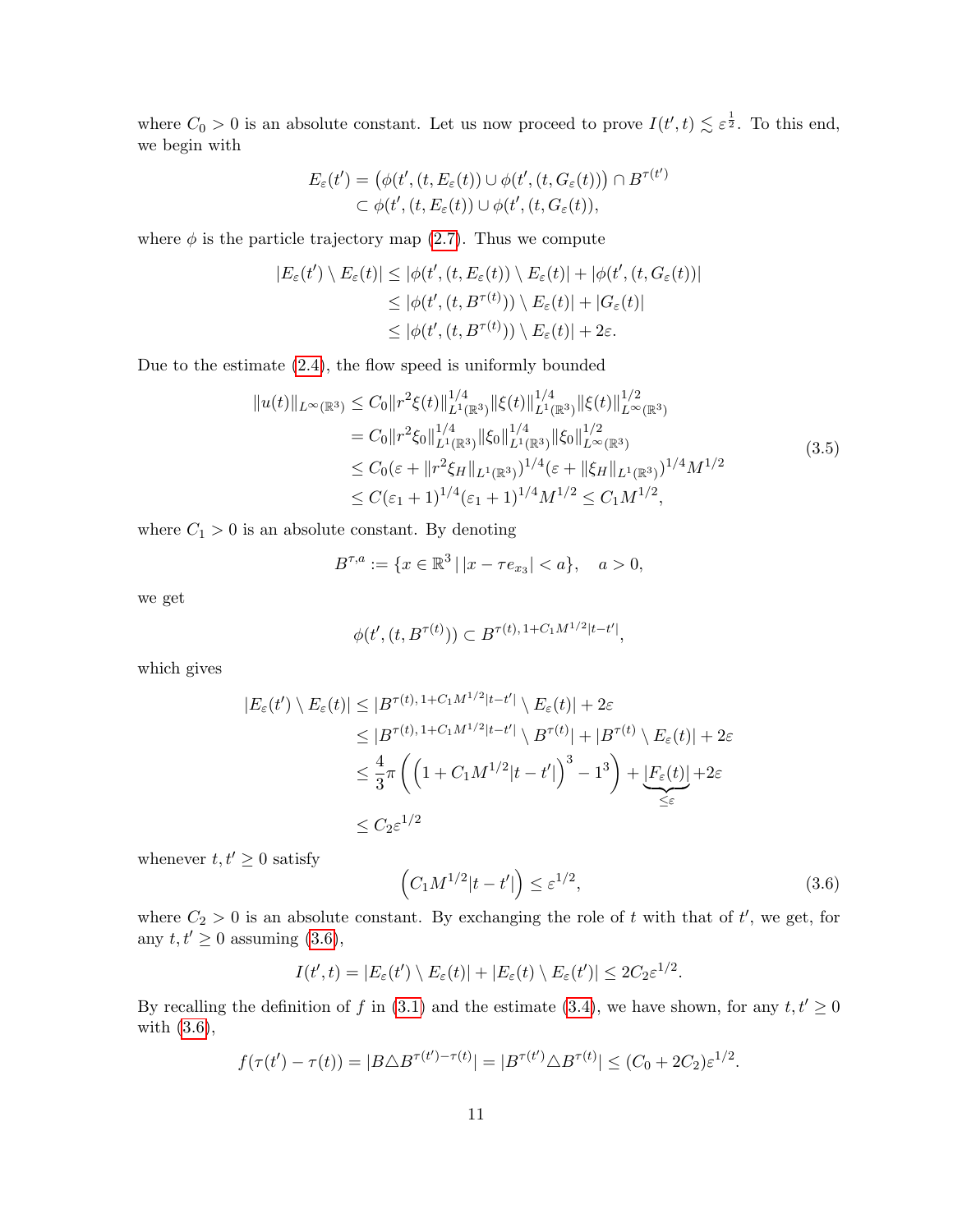where $C_0 > 0$ is an absolute constant. Let us now proceed to prove $I(t',t) \lesssim \varepsilon^{\frac{1}{2}}$. To this end, we begin with

$$
\begin{aligned}
E_\varepsilon(t') &= \left(\phi(t',(t,E_\varepsilon(t)) \cup \phi(t',(t,G_\varepsilon(t))\right) \cap B^{\tau(t')} \\
&\subset \phi(t',(t,E_\varepsilon(t)) \cup \phi(t',(t,G_\varepsilon(t)),
\end{aligned}
$$

where $\phi$ is the particle trajectory map (2.7). Thus we compute

$$
\begin{aligned}
|E_\varepsilon(t') \setminus E_\varepsilon(t)| &\le |\phi(t',(t,E_\varepsilon(t)) \setminus E_\varepsilon(t)| + |\phi(t',(t,G_\varepsilon(t))| \\
&\le |\phi(t',(t,B^{\tau(t)})) \setminus E_\varepsilon(t)| + |G_\varepsilon(t)| \\
&\le |\phi(t',(t,B^{\tau(t)})) \setminus E_\varepsilon(t)| + 2\varepsilon.
\end{aligned}
$$

Due to the estimate (2.4), the flow speed is uniformly bounded

$$
\begin{aligned}
\|u(t)\|_{L^\infty(\mathbb{R}^3)} &\le C_0 \|r^2\xi(t)\|_{L^1(\mathbb{R}^3)}^{1/4} \|\xi(t)\|_{L^1(\mathbb{R}^3)}^{1/4} \|\xi(t)\|_{L^\infty(\mathbb{R}^3)}^{1/2} \\
&= C_0 \|r^2\xi_0\|_{L^1(\mathbb{R}^3)}^{1/4} \|\xi_0\|_{L^1(\mathbb{R}^3)}^{1/4} \|\xi_0\|_{L^\infty(\mathbb{R}^3)}^{1/2} \\
&\le C_0 (\varepsilon + \|r^2\xi_H\|_{L^1(\mathbb{R}^3)})^{1/4} (\varepsilon + \|\xi_H\|_{L^1(\mathbb{R}^3)})^{1/4} M^{1/2} \\
&\le C(\varepsilon_1 + 1)^{1/4} (\varepsilon_1 + 1)^{1/4} M^{1/2} \le C_1 M^{1/2},
\end{aligned}
\tag{3.5}
$$

where $C_1 > 0$ is an absolute constant. By denoting

$$
B^{\tau,a} := \{x \in \mathbb{R}^3 \,|\, |x - \tau e_{x_3}| < a\}, \quad a > 0,
$$

we get

$$
\phi(t',(t,B^{\tau(t)})) \subset B^{\tau(t),\,1 + C_1 M^{1/2}|t-t'|},
$$

which gives

$$
\begin{aligned}
|E_\varepsilon(t') \setminus E_\varepsilon(t)| &\le |B^{\tau(t),\,1 + C_1 M^{1/2}|t-t'|} \setminus E_\varepsilon(t)| + 2\varepsilon \\
&\le |B^{\tau(t),\,1 + C_1 M^{1/2}|t-t'|} \setminus B^{\tau(t)}| + |B^{\tau(t)} \setminus E_\varepsilon(t)| + 2\varepsilon \\
&\le \frac{4}{3}\pi \left( \left(1 + C_1 M^{1/2}|t-t'|\right)^3 - 1^3 \right) + \underbrace{|F_\varepsilon(t)|}_{\le \varepsilon} + 2\varepsilon \\
&\le C_2 \varepsilon^{1/2}
\end{aligned}
$$

whenever $t, t' \ge 0$ satisfy

$$
\left(C_1 M^{1/2} |t - t'|\right) \le \varepsilon^{1/2},
\tag{3.6}
$$

where $C_2 > 0$ is an absolute constant. By exchanging the role of $t$ with that of $t'$, we get, for any $t, t' \ge 0$ assuming (3.6),

$$
I(t',t) = |E_\varepsilon(t') \setminus E_\varepsilon(t)| + |E_\varepsilon(t) \setminus E_\varepsilon(t')| \le 2C_2 \varepsilon^{1/2}.
$$

By recalling the definition of $f$ in (3.1) and the estimate (3.4), we have shown, for any $t, t' \ge 0$ with (3.6),

$$
f(\tau(t') - \tau(t)) = |B \triangle B^{\tau(t') - \tau(t)}| = |B^{\tau(t')} \triangle B^{\tau(t)}| \le (C_0 + 2C_2)\varepsilon^{1/2}.
$$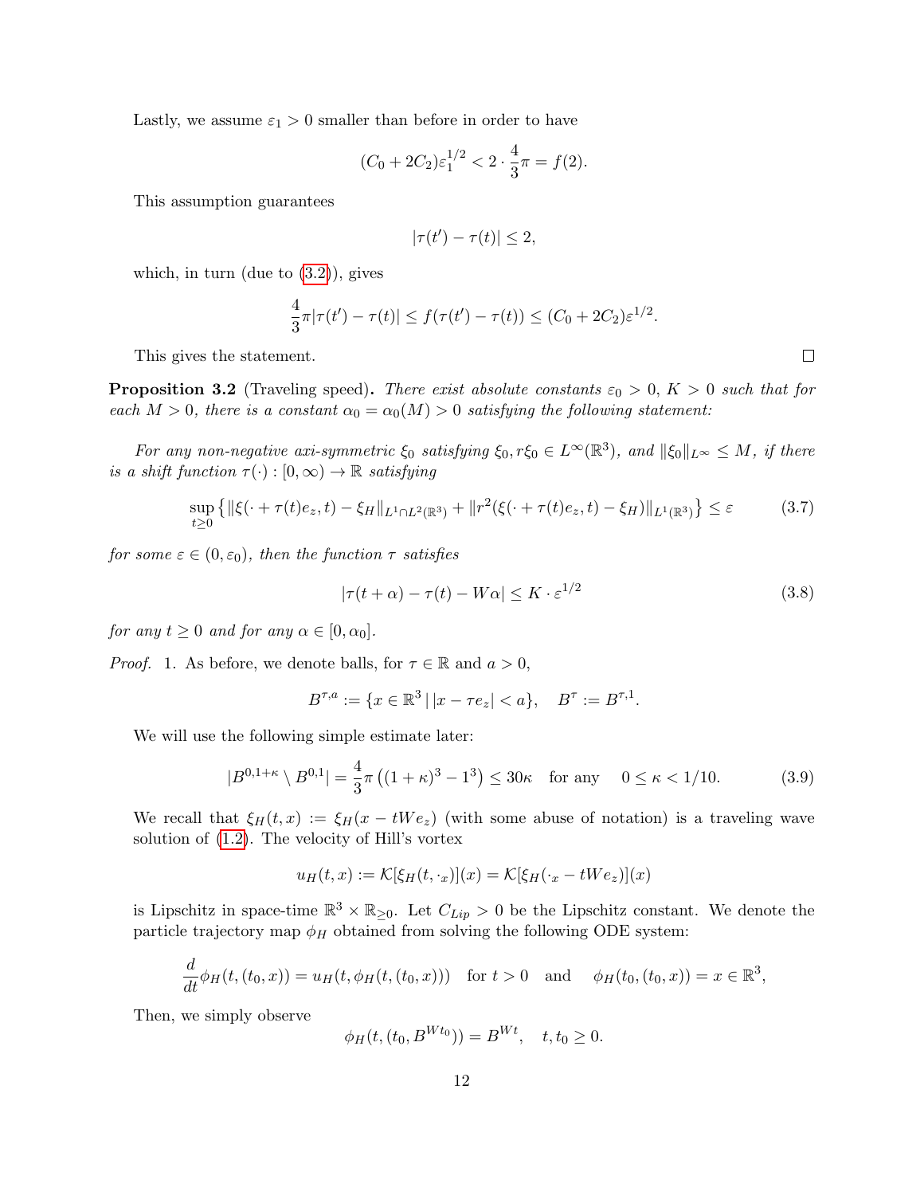Lastly, we assume $\varepsilon_1 > 0$ smaller than before in order to have

$$(C_0 + 2C_2)\varepsilon_1^{1/2} < 2 \cdot \frac{4}{3}\pi = f(2).$$

This assumption guarantees

$$|\tau(t') - \tau(t)| \le 2,$$

which, in turn (due to (3.2)), gives

$$\frac{4}{3}\pi|\tau(t') - \tau(t)| \le f(\tau(t') - \tau(t)) \le (C_0 + 2C_2)\varepsilon^{1/2}.$$

This gives the statement. $\square$

**Proposition 3.2** (Traveling speed)**.** *There exist absolute constants $\varepsilon_0 > 0$, $K > 0$ such that for each $M > 0$, there is a constant $\alpha_0 = \alpha_0(M) > 0$ satisfying the following statement:*

*For any non-negative axi-symmetric $\xi_0$ satisfying $\xi_0, r\xi_0 \in L^\infty(\mathbb{R}^3)$, and $\|\xi_0\|_{L^\infty} \le M$, if there is a shift function $\tau(\cdot) : [0, \infty) \to \mathbb{R}$ satisfying*

$$\sup_{t\ge 0}\left\{\|\xi(\cdot + \tau(t)e_z, t) - \xi_H\|_{L^1\cap L^2(\mathbb{R}^3)} + \|r^2(\xi(\cdot + \tau(t)e_z, t) - \xi_H)\|_{L^1(\mathbb{R}^3)}\right\} \le \varepsilon \tag{3.7}$$

*for some $\varepsilon \in (0, \varepsilon_0)$, then the function $\tau$ satisfies*

$$|\tau(t + \alpha) - \tau(t) - W\alpha| \le K \cdot \varepsilon^{1/2} \tag{3.8}$$

*for any $t \ge 0$ and for any $\alpha \in [0, \alpha_0]$.*

*Proof.* 1. As before, we denote balls, for $\tau \in \mathbb{R}$ and $a > 0$,

$$B^{\tau,a} := \{x \in \mathbb{R}^3 \,|\, |x - \tau e_z| < a\}, \quad B^\tau := B^{\tau,1}.$$

We will use the following simple estimate later:

$$|B^{0,1+\kappa} \setminus B^{0,1}| = \frac{4}{3}\pi\left((1+\kappa)^3 - 1^3\right) \le 30\kappa \quad \text{for any} \quad 0 \le \kappa < 1/10. \tag{3.9}$$

We recall that $\xi_H(t, x) := \xi_H(x - tWe_z)$ (with some abuse of notation) is a traveling wave solution of (1.2). The velocity of Hill's vortex

$$u_H(t, x) := \mathcal{K}[\xi_H(t, \cdot_x)](x) = \mathcal{K}[\xi_H(\cdot_x - tWe_z)](x)$$

is Lipschitz in space-time $\mathbb{R}^3 \times \mathbb{R}_{\ge 0}$. Let $C_{Lip} > 0$ be the Lipschitz constant. We denote the particle trajectory map $\phi_H$ obtained from solving the following ODE system:

$$\frac{d}{dt}\phi_H(t, (t_0, x)) = u_H(t, \phi_H(t, (t_0, x))) \quad \text{for } t > 0 \quad \text{and} \quad \phi_H(t_0, (t_0, x)) = x \in \mathbb{R}^3,$$

Then, we simply observe

$$\phi_H(t, (t_0, B^{Wt_0})) = B^{Wt}, \quad t, t_0 \ge 0.$$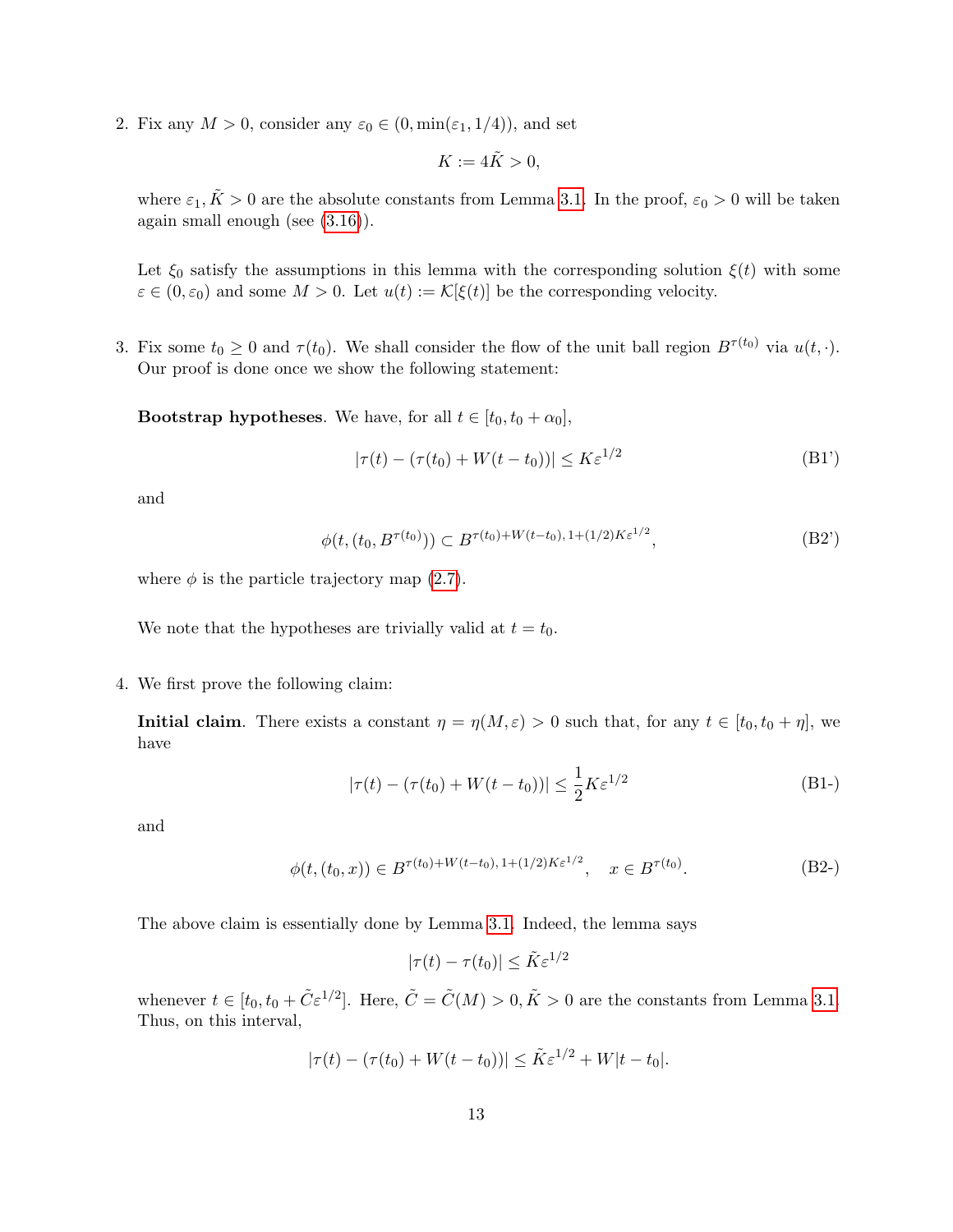2. Fix any $M > 0$, consider any $\varepsilon_0 \in (0, \min(\varepsilon_1, 1/4))$, and set

$$K := 4\tilde{K} > 0,$$

where $\varepsilon_1, \tilde{K} > 0$ are the absolute constants from Lemma 3.1. In the proof, $\varepsilon_0 > 0$ will be taken again small enough (see (3.16)).

Let $\xi_0$ satisfy the assumptions in this lemma with the corresponding solution $\xi(t)$ with some $\varepsilon \in (0, \varepsilon_0)$ and some $M > 0$. Let $u(t) := \mathcal{K}[\xi(t)]$ be the corresponding velocity.

3. Fix some $t_0 \geq 0$ and $\tau(t_0)$. We shall consider the flow of the unit ball region $B^{\tau(t_0)}$ via $u(t, \cdot)$. Our proof is done once we show the following statement:

**Bootstrap hypotheses**. We have, for all $t \in [t_0, t_0 + \alpha_0]$,

$$|\tau(t) - (\tau(t_0) + W(t - t_0))| \leq K\varepsilon^{1/2} \tag{B1'}$$

and

$$\phi(t, (t_0, B^{\tau(t_0)})) \subset B^{\tau(t_0)+W(t-t_0),\, 1+(1/2)K\varepsilon^{1/2}}, \tag{B2'}$$

where $\phi$ is the particle trajectory map (2.7).

We note that the hypotheses are trivially valid at $t = t_0$.

4. We first prove the following claim:

**Initial claim**. There exists a constant $\eta = \eta(M, \varepsilon) > 0$ such that, for any $t \in [t_0, t_0 + \eta]$, we have

$$|\tau(t) - (\tau(t_0) + W(t - t_0))| \leq \frac{1}{2}K\varepsilon^{1/2} \tag{B1-}$$

and

$$\phi(t, (t_0, x)) \in B^{\tau(t_0)+W(t-t_0),\, 1+(1/2)K\varepsilon^{1/2}}, \quad x \in B^{\tau(t_0)}. \tag{B2-}$$

The above claim is essentially done by Lemma 3.1. Indeed, the lemma says

$$|\tau(t) - \tau(t_0)| \leq \tilde{K}\varepsilon^{1/2}$$

whenever $t \in [t_0, t_0 + \tilde{C}\varepsilon^{1/2}]$. Here, $\tilde{C} = \tilde{C}(M) > 0, \tilde{K} > 0$ are the constants from Lemma 3.1. Thus, on this interval,

$$|\tau(t) - (\tau(t_0) + W(t - t_0))| \leq \tilde{K}\varepsilon^{1/2} + W|t - t_0|.$$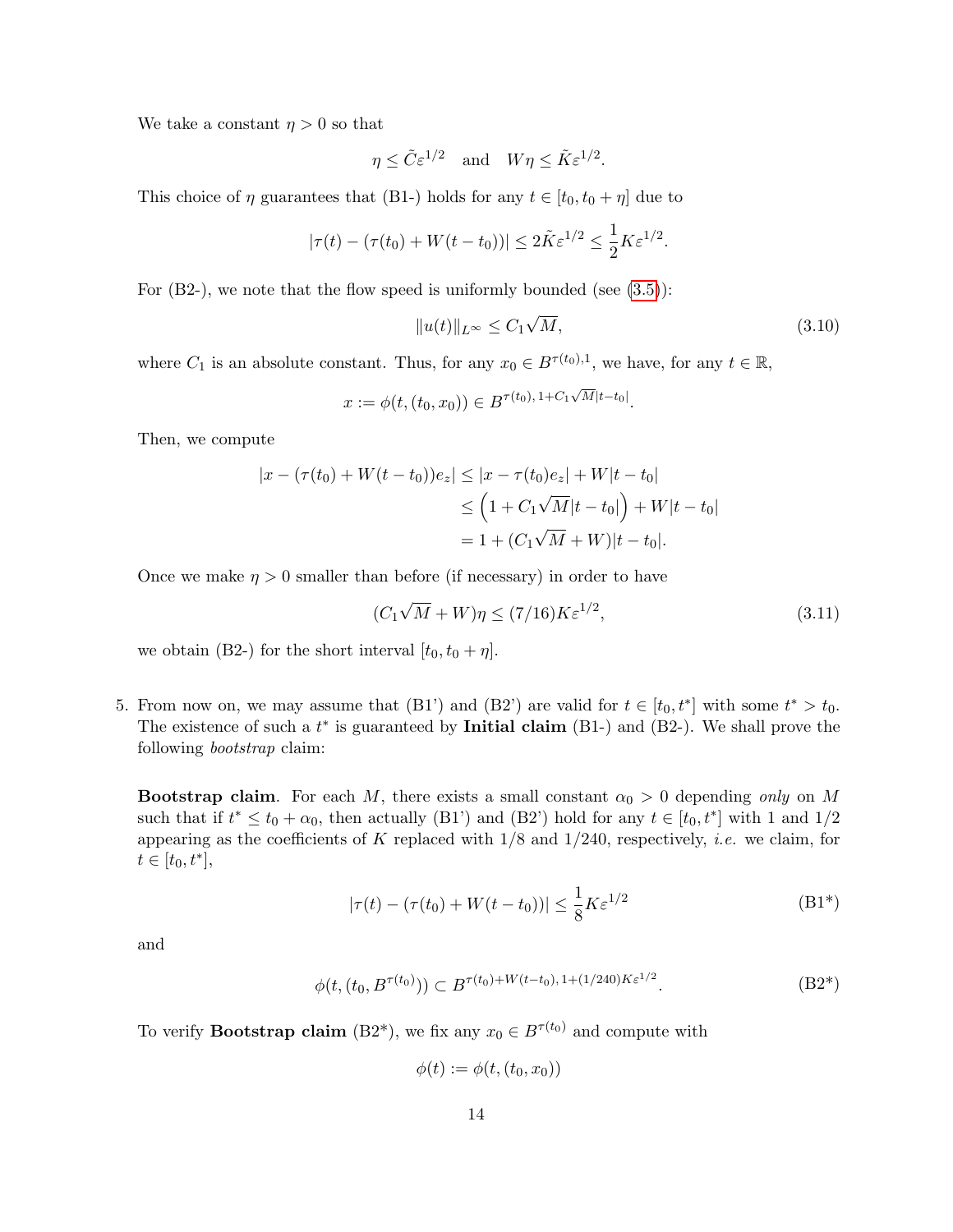We take a constant $\eta > 0$ so that

$$\eta \le \tilde{C}\varepsilon^{1/2} \quad \text{and} \quad W\eta \le \tilde{K}\varepsilon^{1/2}.$$

This choice of $\eta$ guarantees that (B1-) holds for any $t \in [t_0, t_0 + \eta]$ due to

$$|\tau(t) - (\tau(t_0) + W(t - t_0))| \le 2\tilde{K}\varepsilon^{1/2} \le \frac{1}{2}K\varepsilon^{1/2}.$$

For (B2-), we note that the flow speed is uniformly bounded (see (3.5)):

$$\|u(t)\|_{L^\infty} \le C_1\sqrt{M}, \tag{3.10}$$

where $C_1$ is an absolute constant. Thus, for any $x_0 \in B^{\tau(t_0),1}$, we have, for any $t \in \mathbb{R}$,

$$x := \phi(t, (t_0, x_0)) \in B^{\tau(t_0),\, 1 + C_1\sqrt{M}|t - t_0|}.$$

Then, we compute

$$\begin{aligned}
|x - (\tau(t_0) + W(t - t_0))e_z| &\le |x - \tau(t_0)e_z| + W|t - t_0| \\
&\le \left(1 + C_1\sqrt{M}|t - t_0|\right) + W|t - t_0| \\
&= 1 + (C_1\sqrt{M} + W)|t - t_0|.
\end{aligned}$$

Once we make $\eta > 0$ smaller than before (if necessary) in order to have

$$(C_1\sqrt{M} + W)\eta \le (7/16)K\varepsilon^{1/2}, \tag{3.11}$$

we obtain (B2-) for the short interval $[t_0, t_0 + \eta]$.

5. From now on, we may assume that (B1') and (B2') are valid for $t \in [t_0, t^*]$ with some $t^* > t_0$. The existence of such a $t^*$ is guaranteed by **Initial claim** (B1-) and (B2-). We shall prove the following *bootstrap* claim:

**Bootstrap claim**. For each $M$, there exists a small constant $\alpha_0 > 0$ depending *only* on $M$ such that if $t^* \le t_0 + \alpha_0$, then actually (B1') and (B2') hold for any $t \in [t_0, t^*]$ with 1 and 1/2 appearing as the coefficients of $K$ replaced with 1/8 and 1/240, respectively, *i.e.* we claim, for $t \in [t_0, t^*]$,

$$|\tau(t) - (\tau(t_0) + W(t - t_0))| \le \frac{1}{8}K\varepsilon^{1/2} \tag{B1*}$$

and

$$\phi(t, (t_0, B^{\tau(t_0)})) \subset B^{\tau(t_0) + W(t - t_0),\, 1 + (1/240)K\varepsilon^{1/2}}. \tag{B2*}$$

To verify **Bootstrap claim** (B2*), we fix any $x_0 \in B^{\tau(t_0)}$ and compute with

$$\phi(t) := \phi(t, (t_0, x_0))$$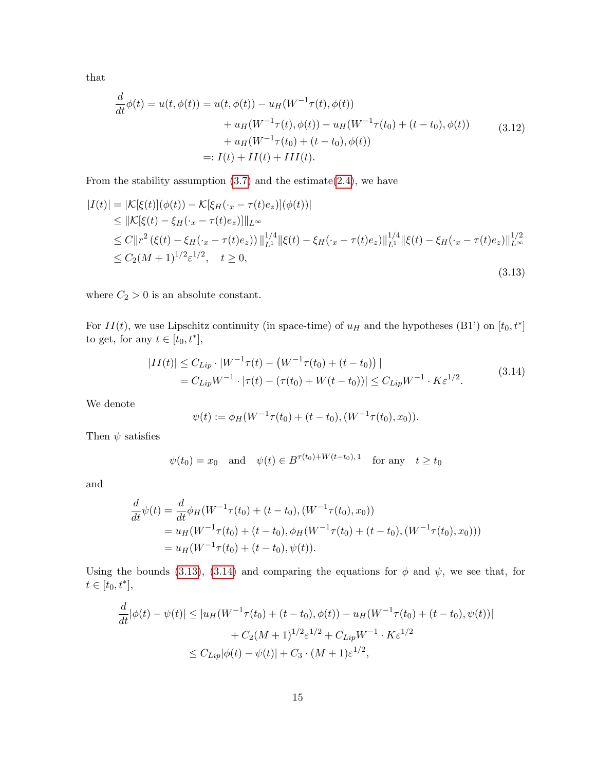that

$$
\begin{aligned}
\frac{d}{dt}\phi(t) = u(t,\phi(t)) &= u(t,\phi(t)) - u_H(W^{-1}\tau(t),\phi(t)) \\
&\quad + u_H(W^{-1}\tau(t),\phi(t)) - u_H(W^{-1}\tau(t_0)+(t-t_0),\phi(t)) \\
&\quad + u_H(W^{-1}\tau(t_0)+(t-t_0),\phi(t)) \\
&=: I(t) + II(t) + III(t).
\end{aligned}
\tag{3.12}
$$

From the stability assumption (3.7) and the estimate(2.4), we have

$$
\begin{aligned}
|I(t)| &= |\mathcal{K}[\xi(t)](\phi(t)) - \mathcal{K}[\xi_H(\cdot_x - \tau(t)e_z)](\phi(t))| \\
&\leq \|\mathcal{K}[\xi(t) - \xi_H(\cdot_x - \tau(t)e_z)]\|_{L^\infty} \\
&\leq C\|r^2\left(\xi(t) - \xi_H(\cdot_x - \tau(t)e_z)\right)\|_{L^1}^{1/4}\|\xi(t) - \xi_H(\cdot_x - \tau(t)e_z)\|_{L^1}^{1/4}\|\xi(t) - \xi_H(\cdot_x - \tau(t)e_z)\|_{L^\infty}^{1/2} \\
&\leq C_2(M+1)^{1/2}\varepsilon^{1/2}, \quad t \geq 0,
\end{aligned}
\tag{3.13}
$$

where $C_2 > 0$ is an absolute constant.

For $II(t)$, we use Lipschitz continuity (in space-time) of $u_H$ and the hypotheses (B1') on $[t_0, t^*]$ to get, for any $t \in [t_0, t^*]$,

$$
\begin{aligned}
|II(t)| &\leq C_{Lip} \cdot |W^{-1}\tau(t) - \left(W^{-1}\tau(t_0) + (t-t_0)\right)| \\
&= C_{Lip}W^{-1} \cdot |\tau(t) - (\tau(t_0) + W(t-t_0))| \leq C_{Lip}W^{-1} \cdot K\varepsilon^{1/2}.
\end{aligned}
\tag{3.14}
$$

We denote

$$
\psi(t) := \phi_H(W^{-1}\tau(t_0) + (t-t_0), (W^{-1}\tau(t_0), x_0)).
$$

Then $\psi$ satisfies

$$
\psi(t_0) = x_0 \quad \text{and} \quad \psi(t) \in B^{\tau(t_0)+W(t-t_0),\,1} \quad \text{for any} \quad t \geq t_0
$$

and

$$
\begin{aligned}
\frac{d}{dt}\psi(t) &= \frac{d}{dt}\phi_H(W^{-1}\tau(t_0) + (t-t_0), (W^{-1}\tau(t_0), x_0)) \\
&= u_H(W^{-1}\tau(t_0) + (t-t_0), \phi_H(W^{-1}\tau(t_0) + (t-t_0), (W^{-1}\tau(t_0), x_0))) \\
&= u_H(W^{-1}\tau(t_0) + (t-t_0), \psi(t)).
\end{aligned}
$$

Using the bounds (3.13), (3.14) and comparing the equations for $\phi$ and $\psi$, we see that, for $t \in [t_0, t^*]$,

$$
\begin{aligned}
\frac{d}{dt}|\phi(t) - \psi(t)| &\leq |u_H(W^{-1}\tau(t_0) + (t-t_0), \phi(t)) - u_H(W^{-1}\tau(t_0) + (t-t_0), \psi(t))| \\
&\quad + C_2(M+1)^{1/2}\varepsilon^{1/2} + C_{Lip}W^{-1} \cdot K\varepsilon^{1/2} \\
&\leq C_{Lip}|\phi(t) - \psi(t)| + C_3 \cdot (M+1)\varepsilon^{1/2},
\end{aligned}
$$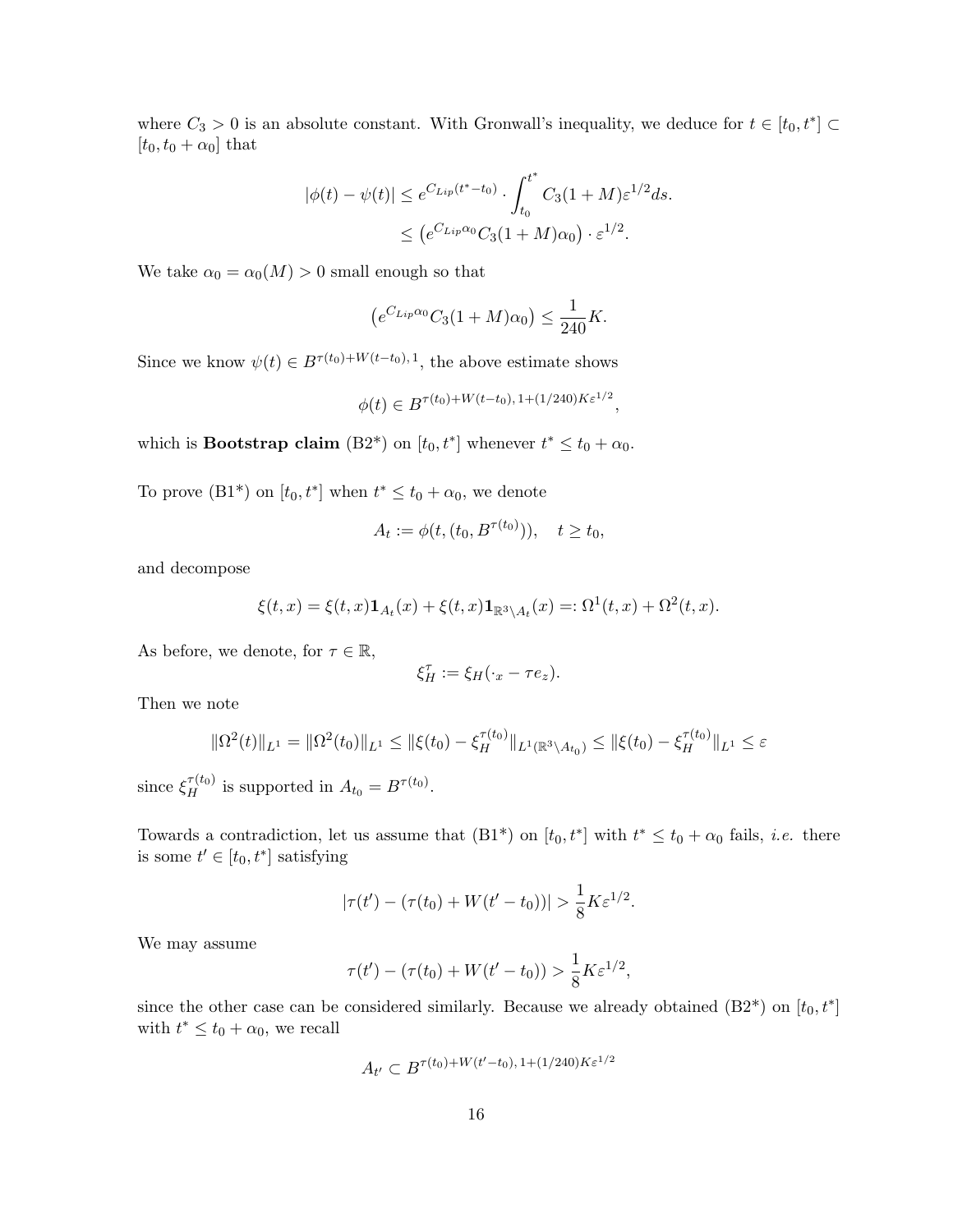where $C_3 > 0$ is an absolute constant. With Gronwall's inequality, we deduce for $t \in [t_0, t^*] \subset [t_0, t_0 + \alpha_0]$ that

$$
\begin{aligned}
|\phi(t) - \psi(t)| &\le e^{C_{Lip}(t^* - t_0)} \cdot \int_{t_0}^{t^*} C_3(1+M)\varepsilon^{1/2} ds. \\
&\le \left(e^{C_{Lip}\alpha_0} C_3(1+M)\alpha_0\right) \cdot \varepsilon^{1/2}.
\end{aligned}
$$

We take $\alpha_0 = \alpha_0(M) > 0$ small enough so that

$$
\left(e^{C_{Lip}\alpha_0} C_3(1+M)\alpha_0\right) \le \frac{1}{240} K.
$$

Since we know $\psi(t) \in B^{\tau(t_0)+W(t-t_0),\,1}$, the above estimate shows

$$
\phi(t) \in B^{\tau(t_0)+W(t-t_0),\,1+(1/240)K\varepsilon^{1/2}},
$$

which is **Bootstrap claim** (B2*) on $[t_0, t^*]$ whenever $t^* \le t_0 + \alpha_0$.

To prove (B1*) on $[t_0, t^*]$ when $t^* \le t_0 + \alpha_0$, we denote

$$
A_t := \phi(t, (t_0, B^{\tau(t_0)})), \quad t \ge t_0,
$$

and decompose

$$
\xi(t,x) = \xi(t,x)\mathbf{1}_{A_t}(x) + \xi(t,x)\mathbf{1}_{\mathbb{R}^3 \setminus A_t}(x) =: \Omega^1(t,x) + \Omega^2(t,x).
$$

As before, we denote, for $\tau \in \mathbb{R}$,

$$
\xi_H^\tau := \xi_H(\cdot_x - \tau e_z).
$$

Then we note

$$
\|\Omega^2(t)\|_{L^1} = \|\Omega^2(t_0)\|_{L^1} \le \|\xi(t_0) - \xi_H^{\tau(t_0)}\|_{L^1(\mathbb{R}^3 \setminus A_{t_0})} \le \|\xi(t_0) - \xi_H^{\tau(t_0)}\|_{L^1} \le \varepsilon
$$

since $\xi_H^{\tau(t_0)}$ is supported in $A_{t_0} = B^{\tau(t_0)}$.

Towards a contradiction, let us assume that (B1*) on $[t_0, t^*]$ with $t^* \le t_0 + \alpha_0$ fails, *i.e.* there is some $t' \in [t_0, t^*]$ satisfying

$$
|\tau(t') - (\tau(t_0) + W(t' - t_0))| > \frac{1}{8} K\varepsilon^{1/2}.
$$

We may assume

$$
\tau(t') - (\tau(t_0) + W(t' - t_0)) > \frac{1}{8} K\varepsilon^{1/2},
$$

since the other case can be considered similarly. Because we already obtained (B2*) on $[t_0, t^*]$ with $t^* \le t_0 + \alpha_0$, we recall

$$
A_{t'} \subset B^{\tau(t_0)+W(t'-t_0),\,1+(1/240)K\varepsilon^{1/2}}
$$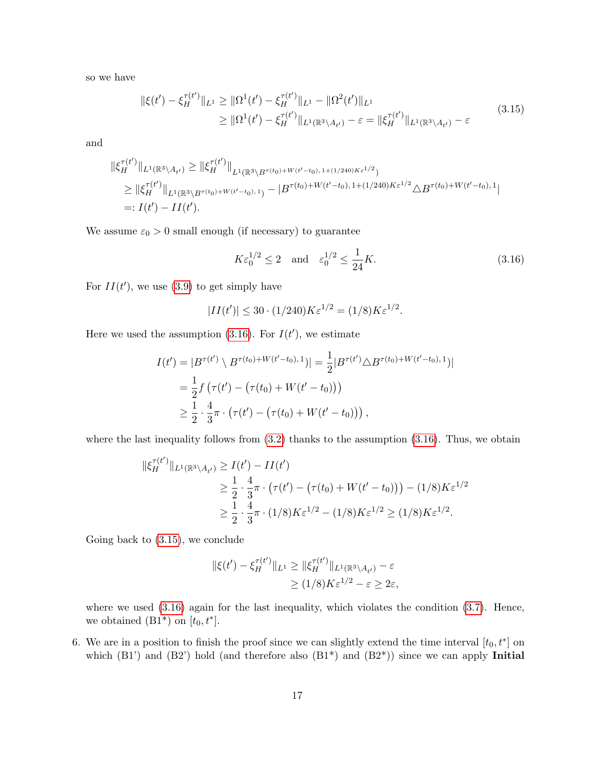so we have

$$
\begin{aligned}
\|\xi(t') - \xi_H^{\tau(t')}\|_{L^1} &\geq \|\Omega^1(t') - \xi_H^{\tau(t')}\|_{L^1} - \|\Omega^2(t')\|_{L^1} \\
&\geq \|\Omega^1(t') - \xi_H^{\tau(t')}\|_{L^1(\mathbb{R}^3\setminus A_{t'})} - \varepsilon = \|\xi_H^{\tau(t')}\|_{L^1(\mathbb{R}^3\setminus A_{t'})} - \varepsilon
\end{aligned}
\tag{3.15}
$$

and

$$
\begin{aligned}
&\|\xi_H^{\tau(t')}\|_{L^1(\mathbb{R}^3\setminus A_{t'})} \geq \|\xi_H^{\tau(t')}\|_{L^1(\mathbb{R}^3\setminus B^{\tau(t_0)+W(t'-t_0),\, 1+(1/240)K\varepsilon^{1/2}})} \\
&\geq \|\xi_H^{\tau(t')}\|_{L^1(\mathbb{R}^3\setminus B^{\tau(t_0)+W(t'-t_0),\, 1})} - |B^{\tau(t_0)+W(t'-t_0),\, 1+(1/240)K\varepsilon^{1/2}} \triangle B^{\tau(t_0)+W(t'-t_0),\, 1}| \\
&=: I(t') - II(t').
\end{aligned}
$$

We assume $\varepsilon_0 > 0$ small enough (if necessary) to guarantee

$$
K\varepsilon_0^{1/2} \leq 2 \quad \text{and} \quad \varepsilon_0^{1/2} \leq \frac{1}{24}K. \tag{3.16}
$$

For $II(t')$, we use (3.9) to get simply have

$$
|II(t')| \leq 30 \cdot (1/240)K\varepsilon^{1/2} = (1/8)K\varepsilon^{1/2}.
$$

Here we used the assumption (3.16). For $I(t')$, we estimate

$$
\begin{aligned}
I(t') &= |B^{\tau(t')} \setminus B^{\tau(t_0)+W(t'-t_0),\, 1})| = \frac{1}{2}|B^{\tau(t')} \triangle B^{\tau(t_0)+W(t'-t_0),\, 1})| \\
&= \frac{1}{2} f\left(\tau(t') - \left(\tau(t_0) + W(t'-t_0)\right)\right) \\
&\geq \frac{1}{2} \cdot \frac{4}{3}\pi \cdot \left(\tau(t') - \left(\tau(t_0) + W(t'-t_0)\right)\right),
\end{aligned}
$$

where the last inequality follows from (3.2) thanks to the assumption (3.16). Thus, we obtain

$$
\begin{aligned}
\|\xi_H^{\tau(t')}\|_{L^1(\mathbb{R}^3\setminus A_{t'})} &\geq I(t') - II(t') \\
&\geq \frac{1}{2} \cdot \frac{4}{3}\pi \cdot \left(\tau(t') - \left(\tau(t_0) + W(t'-t_0)\right)\right) - (1/8)K\varepsilon^{1/2} \\
&\geq \frac{1}{2} \cdot \frac{4}{3}\pi \cdot (1/8)K\varepsilon^{1/2} - (1/8)K\varepsilon^{1/2} \geq (1/8)K\varepsilon^{1/2}.
\end{aligned}
$$

Going back to (3.15), we conclude

$$
\begin{aligned}
\|\xi(t') - \xi_H^{\tau(t')}\|_{L^1} &\geq \|\xi_H^{\tau(t')}\|_{L^1(\mathbb{R}^3\setminus A_{t'})} - \varepsilon \\
&\geq (1/8)K\varepsilon^{1/2} - \varepsilon \geq 2\varepsilon,
\end{aligned}
$$

where we used (3.16) again for the last inequality, which violates the condition (3.7). Hence, we obtained (B1*) on $[t_0, t^*]$.

6. We are in a position to finish the proof since we can slightly extend the time interval $[t_0, t^*]$ on which (B1') and (B2') hold (and therefore also (B1*) and (B2*)) since we can apply **Initial**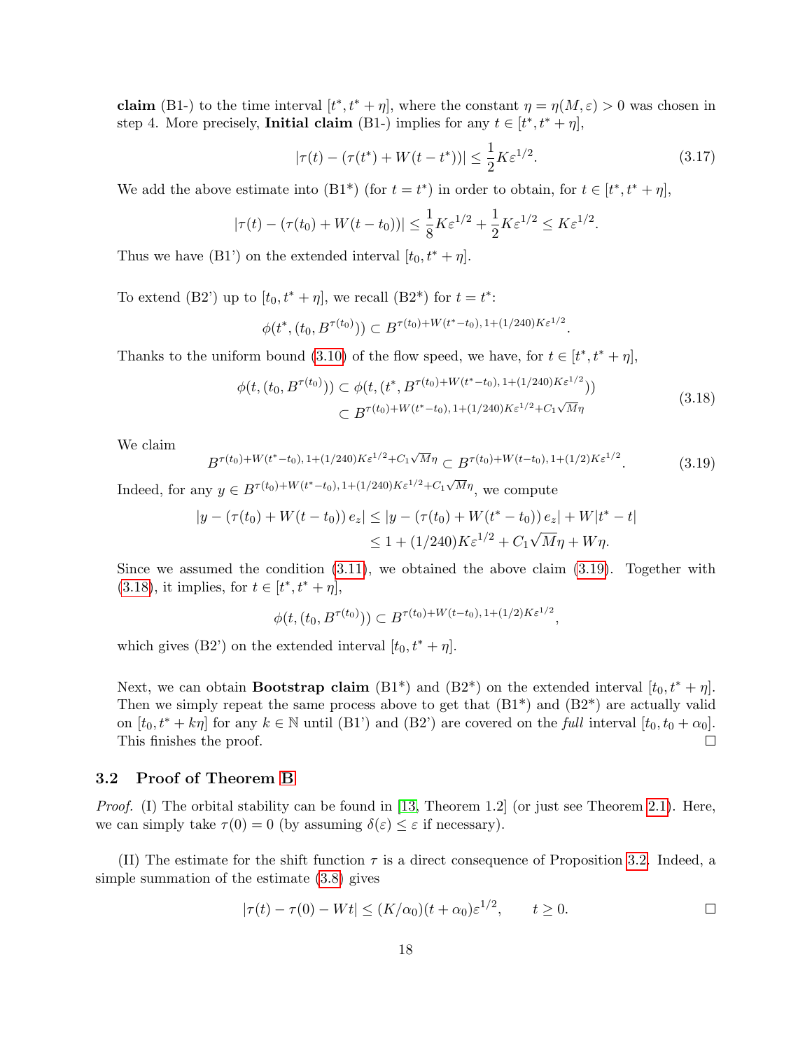**claim** (B1-) to the time interval $[t^*, t^* + \eta]$, where the constant $\eta = \eta(M, \varepsilon) > 0$ was chosen in step 4. More precisely, **Initial claim** (B1-) implies for any $t \in [t^*, t^* + \eta]$,

$$|\tau(t) - (\tau(t^*) + W(t - t^*))| \leq \frac{1}{2} K \varepsilon^{1/2}. \tag{3.17}$$

We add the above estimate into (B1*) (for $t = t^*$) in order to obtain, for $t \in [t^*, t^* + \eta]$,

$$|\tau(t) - (\tau(t_0) + W(t - t_0))| \leq \frac{1}{8} K \varepsilon^{1/2} + \frac{1}{2} K \varepsilon^{1/2} \leq K \varepsilon^{1/2}.$$

Thus we have (B1') on the extended interval $[t_0, t^* + \eta]$.

To extend (B2') up to $[t_0, t^* + \eta]$, we recall (B2*) for $t = t^*$:

$$\phi(t^*, (t_0, B^{\tau(t_0)})) \subset B^{\tau(t_0) + W(t^* - t_0),\, 1 + (1/240) K \varepsilon^{1/2}}.$$

Thanks to the uniform bound (3.10) of the flow speed, we have, for $t \in [t^*, t^* + \eta]$,

$$\begin{aligned} \phi(t, (t_0, B^{\tau(t_0)})) &\subset \phi(t, (t^*, B^{\tau(t_0) + W(t^* - t_0),\, 1 + (1/240) K \varepsilon^{1/2}})) \\ &\subset B^{\tau(t_0) + W(t^* - t_0),\, 1 + (1/240) K \varepsilon^{1/2} + C_1 \sqrt{M} \eta} \end{aligned} \tag{3.18}$$

We claim

$$B^{\tau(t_0) + W(t^* - t_0),\, 1 + (1/240) K \varepsilon^{1/2} + C_1 \sqrt{M} \eta} \subset B^{\tau(t_0) + W(t - t_0),\, 1 + (1/2) K \varepsilon^{1/2}}. \tag{3.19}$$

Indeed, for any $y \in B^{\tau(t_0) + W(t^* - t_0),\, 1 + (1/240) K \varepsilon^{1/2} + C_1 \sqrt{M} \eta}$, we compute

$$\begin{aligned} |y - (\tau(t_0) + W(t - t_0))\, e_z| &\leq |y - (\tau(t_0) + W(t^* - t_0))\, e_z| + W |t^* - t| \\ &\leq 1 + (1/240) K \varepsilon^{1/2} + C_1 \sqrt{M} \eta + W \eta. \end{aligned}$$

Since we assumed the condition (3.11), we obtained the above claim (3.19). Together with (3.18), it implies, for $t \in [t^*, t^* + \eta]$,

$$\phi(t, (t_0, B^{\tau(t_0)})) \subset B^{\tau(t_0) + W(t - t_0),\, 1 + (1/2) K \varepsilon^{1/2}},$$

which gives (B2') on the extended interval $[t_0, t^* + \eta]$.

Next, we can obtain **Bootstrap claim** (B1*) and (B2*) on the extended interval $[t_0, t^* + \eta]$. Then we simply repeat the same process above to get that (B1*) and (B2*) are actually valid on $[t_0, t^* + k\eta]$ for any $k \in \mathbb{N}$ until (B1') and (B2') are covered on the *full* interval $[t_0, t_0 + \alpha_0]$. This finishes the proof. □

## 3.2 Proof of Theorem B

*Proof.* (I) The orbital stability can be found in [13, Theorem 1.2] (or just see Theorem 2.1). Here, we can simply take $\tau(0) = 0$ (by assuming $\delta(\varepsilon) \leq \varepsilon$ if necessary).

(II) The estimate for the shift function $\tau$ is a direct consequence of Proposition 3.2. Indeed, a simple summation of the estimate (3.8) gives

$$|\tau(t) - \tau(0) - Wt| \leq (K/\alpha_0)(t + \alpha_0) \varepsilon^{1/2}, \qquad t \geq 0.$$

□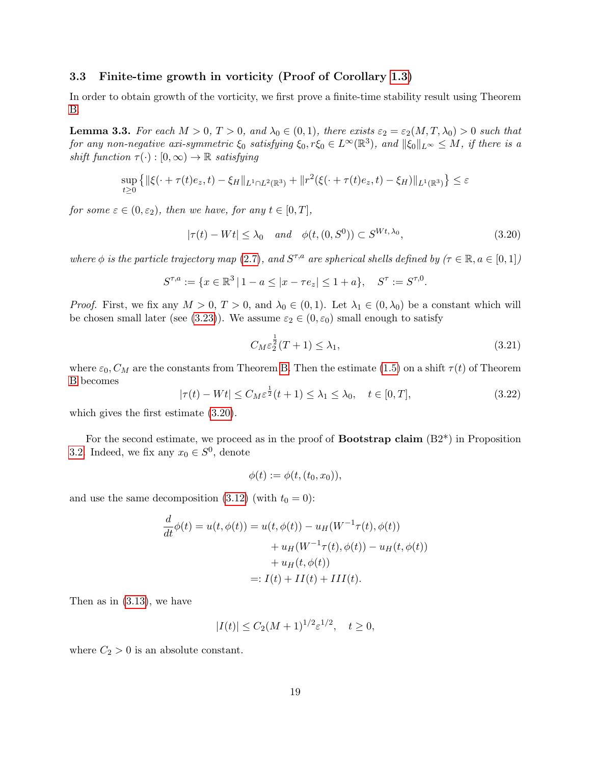### 3.3 Finite-time growth in vorticity (Proof of Corollary 1.3)

In order to obtain growth of the vorticity, we first prove a finite-time stability result using Theorem B.

**Lemma 3.3.** *For each $M > 0$, $T > 0$, and $\lambda_0 \in (0,1)$, there exists $\varepsilon_2 = \varepsilon_2(M, T, \lambda_0) > 0$ such that for any non-negative axi-symmetric $\xi_0$ satisfying $\xi_0, r\xi_0 \in L^\infty(\mathbb{R}^3)$, and $\|\xi_0\|_{L^\infty} \le M$, if there is a shift function $\tau(\cdot) : [0,\infty) \to \mathbb{R}$ satisfying*

$$\sup_{t\ge 0} \left\{ \|\xi(\cdot + \tau(t)e_z, t) - \xi_H\|_{L^1\cap L^2(\mathbb{R}^3)} + \|r^2(\xi(\cdot + \tau(t)e_z, t) - \xi_H)\|_{L^1(\mathbb{R}^3)} \right\} \le \varepsilon$$

*for some $\varepsilon \in (0, \varepsilon_2)$, then we have, for any $t \in [0, T]$,*

$$|\tau(t) - Wt| \le \lambda_0 \quad \text{and} \quad \phi(t, (0, S^0)) \subset S^{Wt,\lambda_0}, \tag{3.20}$$

*where $\phi$ is the particle trajectory map (2.7), and $S^{\tau,a}$ are spherical shells defined by ($\tau \in \mathbb{R}, a \in [0,1]$)*

$$S^{\tau,a} := \{x \in \mathbb{R}^3 \,|\, 1 - a \le |x - \tau e_z| \le 1 + a\}, \quad S^\tau := S^{\tau,0}.$$

*Proof.* First, we fix any $M > 0$, $T > 0$, and $\lambda_0 \in (0,1)$. Let $\lambda_1 \in (0, \lambda_0)$ be a constant which will be chosen small later (see (3.23)). We assume $\varepsilon_2 \in (0, \varepsilon_0)$ small enough to satisfy

$$C_M \varepsilon_2^{\frac{1}{2}} (T+1) \le \lambda_1, \tag{3.21}$$

where $\varepsilon_0, C_M$ are the constants from Theorem B. Then the estimate (1.5) on a shift $\tau(t)$ of Theorem B becomes

$$|\tau(t) - Wt| \le C_M \varepsilon^{\frac{1}{2}} (t+1) \le \lambda_1 \le \lambda_0, \quad t \in [0, T], \tag{3.22}$$

which gives the first estimate (3.20).

For the second estimate, we proceed as in the proof of **Bootstrap claim** (B2\*) in Proposition 3.2. Indeed, we fix any $x_0 \in S^0$, denote

$$\phi(t) := \phi(t, (t_0, x_0)),$$

and use the same decomposition (3.12) (with $t_0 = 0$):

$$\begin{aligned}
\frac{d}{dt}\phi(t) = u(t, \phi(t)) &= u(t, \phi(t)) - u_H(W^{-1}\tau(t), \phi(t)) \\
&\quad + u_H(W^{-1}\tau(t), \phi(t)) - u_H(t, \phi(t)) \\
&\quad + u_H(t, \phi(t)) \\
&=: I(t) + II(t) + III(t).
\end{aligned}$$

Then as in (3.13), we have

$$|I(t)| \le C_2 (M+1)^{1/2} \varepsilon^{1/2}, \quad t \ge 0,$$

where $C_2 > 0$ is an absolute constant.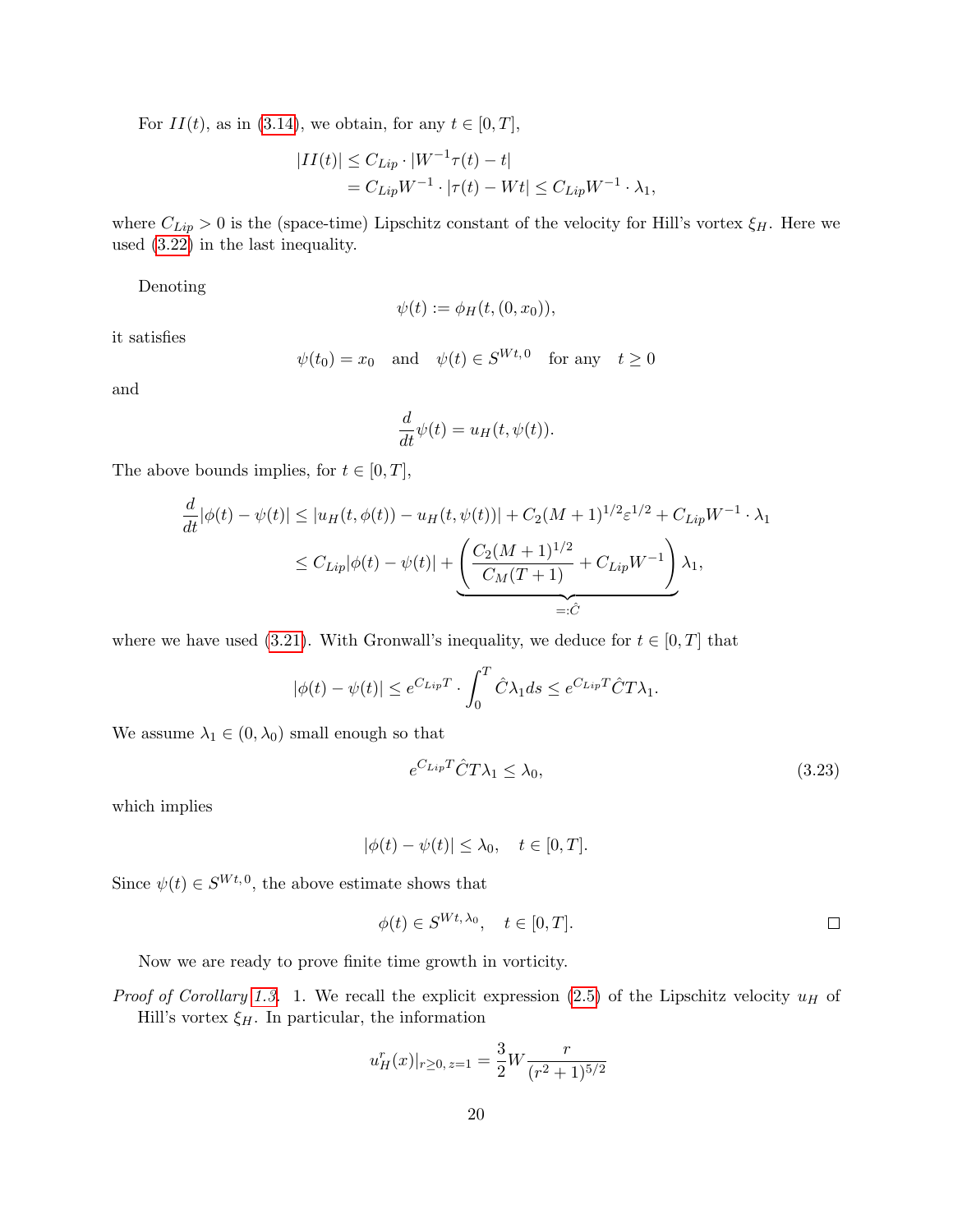For $II(t)$, as in (3.14), we obtain, for any $t \in [0, T]$,

$$
\begin{aligned}
|II(t)| &\le C_{Lip} \cdot |W^{-1}\tau(t) - t| \\
&= C_{Lip} W^{-1} \cdot |\tau(t) - Wt| \le C_{Lip} W^{-1} \cdot \lambda_1,
\end{aligned}
$$

where $C_{Lip} > 0$ is the (space-time) Lipschitz constant of the velocity for Hill's vortex $\xi_H$. Here we used (3.22) in the last inequality.

Denoting

$$
\psi(t) := \phi_H(t, (0, x_0)),
$$

it satisfies

$$
\psi(t_0) = x_0 \quad \text{and} \quad \psi(t) \in S^{Wt,0} \quad \text{for any} \quad t \ge 0
$$

and

$$
\frac{d}{dt}\psi(t) = u_H(t, \psi(t)).
$$

The above bounds implies, for $t \in [0, T]$,

$$
\begin{aligned}
\frac{d}{dt}|\phi(t) - \psi(t)| &\le |u_H(t, \phi(t)) - u_H(t, \psi(t))| + C_2(M+1)^{1/2}\varepsilon^{1/2} + C_{Lip}W^{-1} \cdot \lambda_1 \\
&\le C_{Lip}|\phi(t) - \psi(t)| + \underbrace{\left( \frac{C_2(M+1)^{1/2}}{C_M(T+1)} + C_{Lip}W^{-1} \right)}_{=:\hat{C}} \lambda_1,
\end{aligned}
$$

where we have used (3.21). With Gronwall's inequality, we deduce for $t \in [0, T]$ that

$$
|\phi(t) - \psi(t)| \le e^{C_{Lip}T} \cdot \int_0^T \hat{C}\lambda_1 ds \le e^{C_{Lip}T}\hat{C}T\lambda_1.
$$

We assume $\lambda_1 \in (0, \lambda_0)$ small enough so that

$$
e^{C_{Lip}T}\hat{C}T\lambda_1 \le \lambda_0, \tag{3.23}
$$

which implies

$$
|\phi(t) - \psi(t)| \le \lambda_0, \quad t \in [0, T].
$$

Since $\psi(t) \in S^{Wt,0}$, the above estimate shows that

$$
\phi(t) \in S^{Wt,\lambda_0}, \quad t \in [0, T]. \qquad \square
$$

Now we are ready to prove finite time growth in vorticity.

*Proof of Corollary 1.3.* 1. We recall the explicit expression (2.5) of the Lipschitz velocity $u_H$ of Hill's vortex $\xi_H$. In particular, the information

$$
u_H^r(x)|_{r \ge 0,\, z=1} = \frac{3}{2}W\frac{r}{(r^2+1)^{5/2}}
$$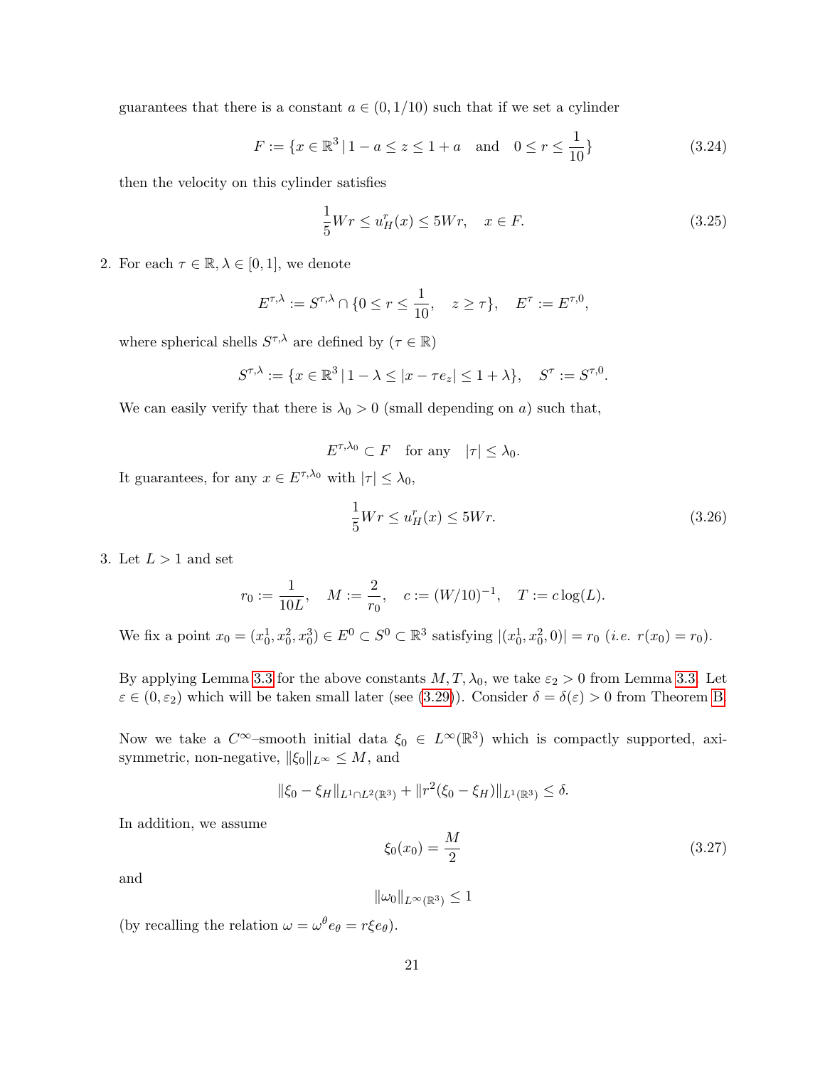guarantees that there is a constant $a \in (0, 1/10)$ such that if we set a cylinder

$$F := \{x \in \mathbb{R}^3 \,|\, 1 - a \le z \le 1 + a \quad \text{and} \quad 0 \le r \le \frac{1}{10}\} \tag{3.24}$$

then the velocity on this cylinder satisfies

$$\frac{1}{5} W r \le u_H^r(x) \le 5 W r, \quad x \in F. \tag{3.25}$$

2. For each $\tau \in \mathbb{R}, \lambda \in [0,1]$, we denote

$$E^{\tau,\lambda} := S^{\tau,\lambda} \cap \{0 \le r \le \frac{1}{10}, \quad z \ge \tau\}, \quad E^{\tau} := E^{\tau,0},$$

where spherical shells $S^{\tau,\lambda}$ are defined by ($\tau \in \mathbb{R}$)

$$S^{\tau,\lambda} := \{x \in \mathbb{R}^3 \,|\, 1 - \lambda \le |x - \tau e_z| \le 1 + \lambda\}, \quad S^{\tau} := S^{\tau,0}.$$

We can easily verify that there is $\lambda_0 > 0$ (small depending on $a$) such that,

$$E^{\tau,\lambda_0} \subset F \quad \text{for any} \quad |\tau| \le \lambda_0.$$

It guarantees, for any $x \in E^{\tau,\lambda_0}$ with $|\tau| \le \lambda_0$,

$$\frac{1}{5} W r \le u_H^r(x) \le 5 W r. \tag{3.26}$$

3. Let $L > 1$ and set

$$r_0 := \frac{1}{10L}, \quad M := \frac{2}{r_0}, \quad c := (W/10)^{-1}, \quad T := c \log(L).$$

We fix a point $x_0 = (x_0^1, x_0^2, x_0^3) \in E^0 \subset S^0 \subset \mathbb{R}^3$ satisfying $|(x_0^1, x_0^2, 0)| = r_0$ (*i.e.* $r(x_0) = r_0$).

By applying Lemma 3.3 for the above constants $M, T, \lambda_0$, we take $\varepsilon_2 > 0$ from Lemma 3.3. Let $\varepsilon \in (0, \varepsilon_2)$ which will be taken small later (see (3.29)). Consider $\delta = \delta(\varepsilon) > 0$ from Theorem B.

Now we take a $C^\infty$–smooth initial data $\xi_0 \in L^\infty(\mathbb{R}^3)$ which is compactly supported, axi-symmetric, non-negative, $\|\xi_0\|_{L^\infty} \le M$, and

$$\|\xi_0 - \xi_H\|_{L^1 \cap L^2(\mathbb{R}^3)} + \|r^2(\xi_0 - \xi_H)\|_{L^1(\mathbb{R}^3)} \le \delta.$$

In addition, we assume

$$\xi_0(x_0) = \frac{M}{2} \tag{3.27}$$

and

$$\|\omega_0\|_{L^\infty(\mathbb{R}^3)} \le 1$$

(by recalling the relation $\omega = \omega^\theta e_\theta = r \xi e_\theta$).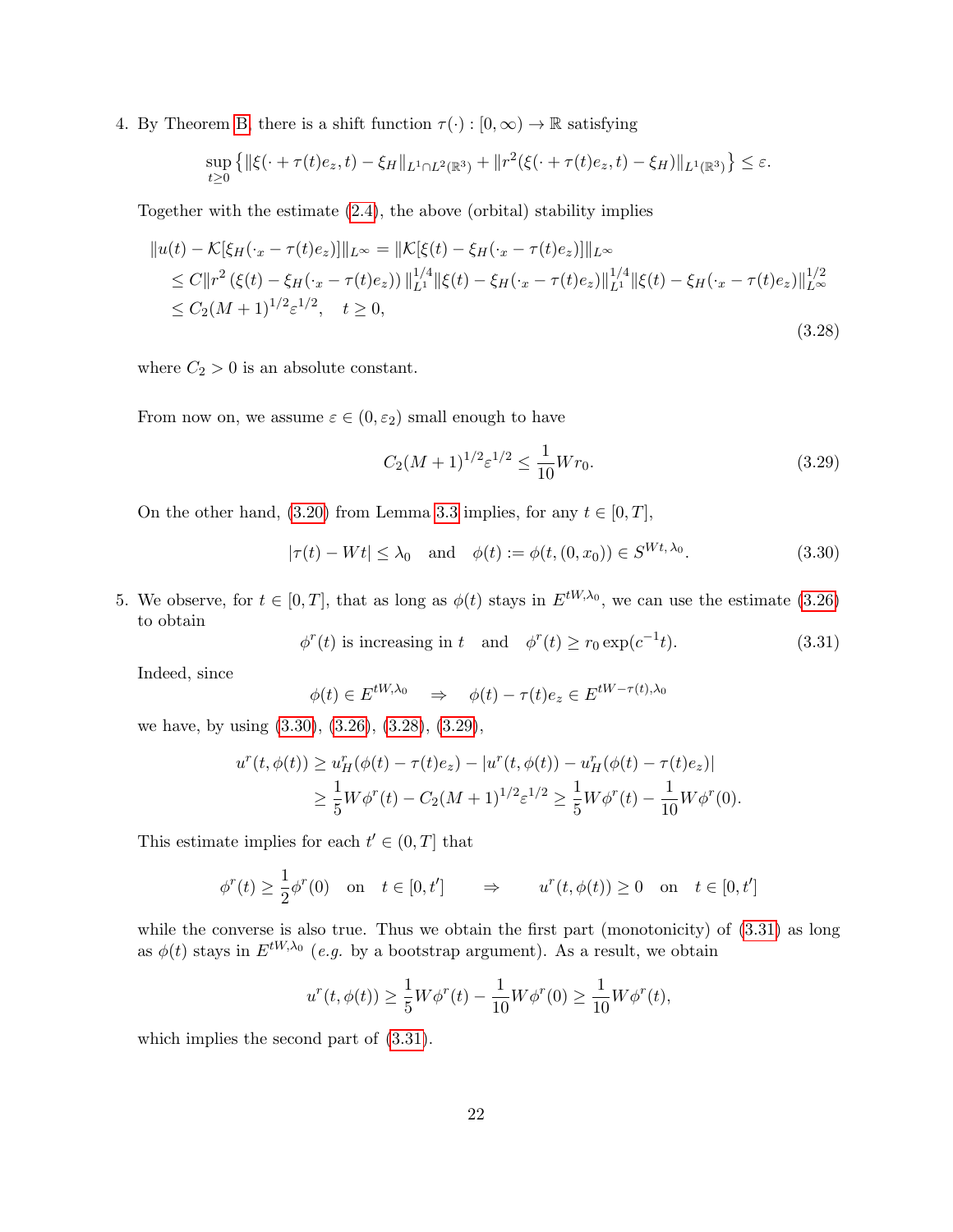4. By Theorem B, there is a shift function $\tau(\cdot) : [0, \infty) \to \mathbb{R}$ satisfying

$$\sup_{t \geq 0} \left\{ \|\xi(\cdot + \tau(t)e_z, t) - \xi_H\|_{L^1 \cap L^2(\mathbb{R}^3)} + \|r^2(\xi(\cdot + \tau(t)e_z, t) - \xi_H)\|_{L^1(\mathbb{R}^3)} \right\} \leq \varepsilon.$$

Together with the estimate (2.4), the above (orbital) stability implies

$$\begin{aligned} \|u(t) - \mathcal{K}[\xi_H(\cdot_x - \tau(t)e_z)]\|_{L^\infty} &= \|\mathcal{K}[\xi(t) - \xi_H(\cdot_x - \tau(t)e_z)]\|_{L^\infty} \\ &\leq C\|r^2 (\xi(t) - \xi_H(\cdot_x - \tau(t)e_z))\|_{L^1}^{1/4} \|\xi(t) - \xi_H(\cdot_x - \tau(t)e_z)\|_{L^1}^{1/4} \|\xi(t) - \xi_H(\cdot_x - \tau(t)e_z)\|_{L^\infty}^{1/2} \\ &\leq C_2(M+1)^{1/2}\varepsilon^{1/2}, \quad t \geq 0, \end{aligned} \tag{3.28}$$

where $C_2 > 0$ is an absolute constant.

From now on, we assume $\varepsilon \in (0, \varepsilon_2)$ small enough to have

$$C_2(M+1)^{1/2}\varepsilon^{1/2} \leq \frac{1}{10} W r_0. \tag{3.29}$$

On the other hand, (3.20) from Lemma 3.3 implies, for any $t \in [0, T]$,

$$|\tau(t) - Wt| \leq \lambda_0 \quad \text{and} \quad \phi(t) := \phi(t, (0, x_0)) \in S^{Wt, \lambda_0}. \tag{3.30}$$

5. We observe, for $t \in [0, T]$, that as long as $\phi(t)$ stays in $E^{tW, \lambda_0}$, we can use the estimate (3.26) to obtain

$$\phi^r(t) \text{ is increasing in } t \quad \text{and} \quad \phi^r(t) \geq r_0 \exp(c^{-1} t). \tag{3.31}$$

Indeed, since

$$\phi(t) \in E^{tW, \lambda_0} \quad \Rightarrow \quad \phi(t) - \tau(t)e_z \in E^{tW - \tau(t), \lambda_0}$$

we have, by using (3.30), (3.26), (3.28), (3.29),

$$\begin{aligned} u^r(t, \phi(t)) &\geq u_H^r(\phi(t) - \tau(t)e_z) - |u^r(t, \phi(t)) - u_H^r(\phi(t) - \tau(t)e_z)| \\ &\geq \frac{1}{5} W \phi^r(t) - C_2(M+1)^{1/2}\varepsilon^{1/2} \geq \frac{1}{5} W \phi^r(t) - \frac{1}{10} W \phi^r(0). \end{aligned}$$

This estimate implies for each $t' \in (0, T]$ that

$$\phi^r(t) \geq \frac{1}{2}\phi^r(0) \quad \text{on} \quad t \in [0, t'] \qquad \Rightarrow \qquad u^r(t, \phi(t)) \geq 0 \quad \text{on} \quad t \in [0, t']$$

while the converse is also true. Thus we obtain the first part (monotonicity) of (3.31) as long as $\phi(t)$ stays in $E^{tW, \lambda_0}$ (*e.g.* by a bootstrap argument). As a result, we obtain

$$u^r(t, \phi(t)) \geq \frac{1}{5} W \phi^r(t) - \frac{1}{10} W \phi^r(0) \geq \frac{1}{10} W \phi^r(t),$$

which implies the second part of (3.31).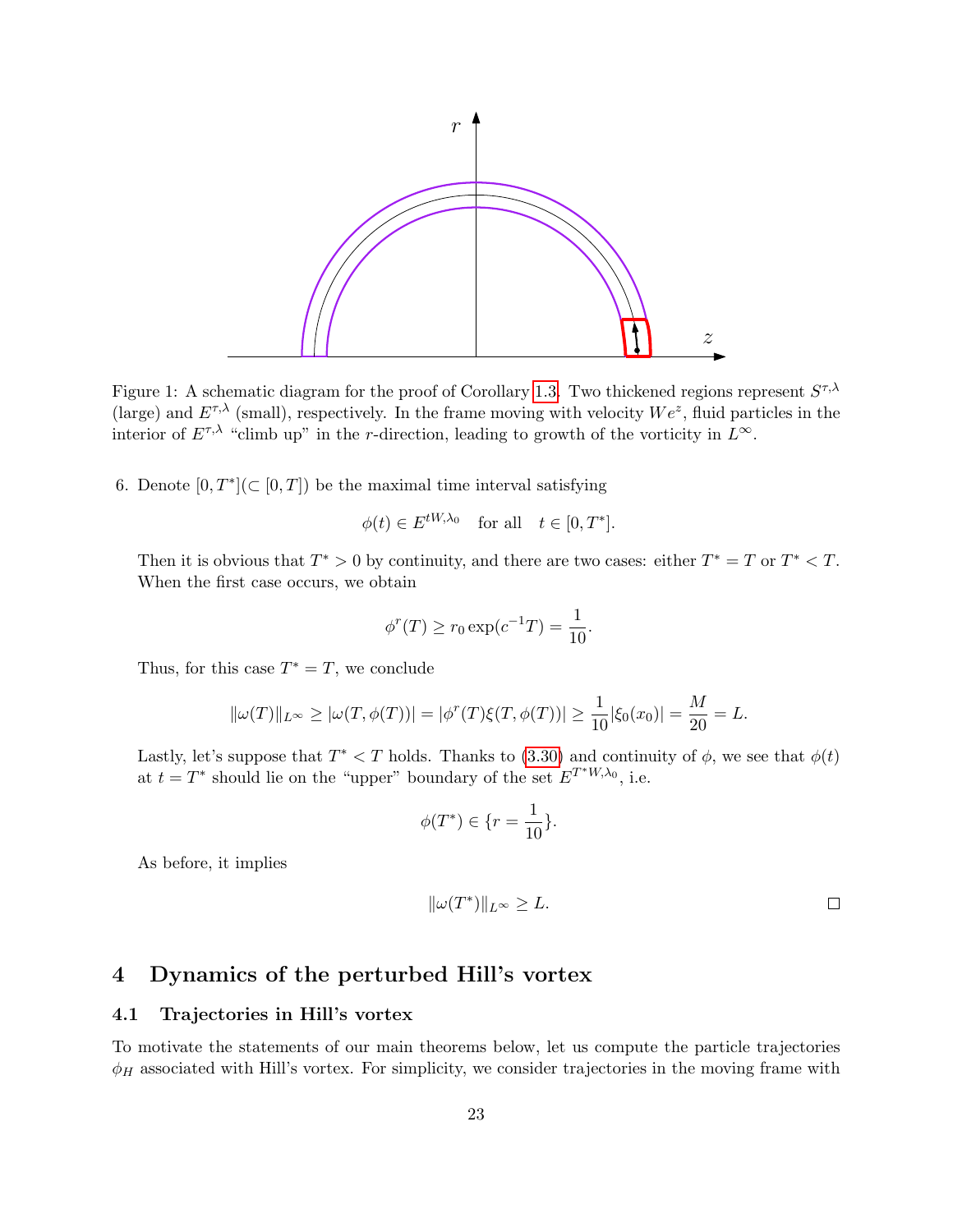Figure 1: A schematic diagram for the proof of Corollary 1.3. Two thickened regions represent $S^{\tau,\lambda}$ (large) and $E^{\tau,\lambda}$ (small), respectively. In the frame moving with velocity $We^z$, fluid particles in the interior of $E^{\tau,\lambda}$ "climb up" in the $r$-direction, leading to growth of the vorticity in $L^\infty$.

6. Denote $[0,T^*](\subset [0,T])$ be the maximal time interval satisfying

$$\phi(t) \in E^{tW,\lambda_0} \quad \text{for all} \quad t \in [0,T^*].$$

Then it is obvious that $T^* > 0$ by continuity, and there are two cases: either $T^* = T$ or $T^* < T$. When the first case occurs, we obtain

$$\phi^r(T) \geq r_0 \exp(c^{-1}T) = \frac{1}{10}.$$

Thus, for this case $T^* = T$, we conclude

$$\|\omega(T)\|_{L^\infty} \geq |\omega(T,\phi(T))| = |\phi^r(T)\xi(T,\phi(T))| \geq \frac{1}{10}|\xi_0(x_0)| = \frac{M}{20} = L.$$

Lastly, let's suppose that $T^* < T$ holds. Thanks to (3.30) and continuity of $\phi$, we see that $\phi(t)$ at $t = T^*$ should lie on the "upper" boundary of the set $E^{T^*W,\lambda_0}$, i.e.

$$\phi(T^*) \in \{r = \frac{1}{10}\}.$$

As before, it implies

$$\|\omega(T^*)\|_{L^\infty} \geq L.$$

□

# 4 Dynamics of the perturbed Hill's vortex

## 4.1 Trajectories in Hill's vortex

To motivate the statements of our main theorems below, let us compute the particle trajectories $\phi_H$ associated with Hill's vortex. For simplicity, we consider trajectories in the moving frame with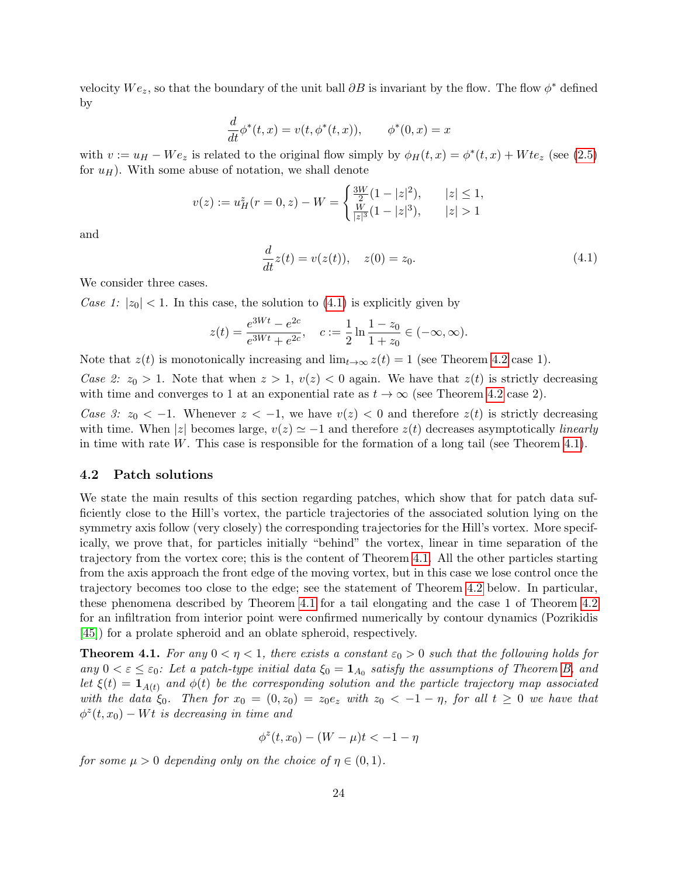velocity $We_z$, so that the boundary of the unit ball $\partial B$ is invariant by the flow. The flow $\phi^*$ defined by

$$\frac{d}{dt}\phi^*(t,x) = v(t,\phi^*(t,x)), \qquad \phi^*(0,x) = x$$

with $v := u_H - We_z$ is related to the original flow simply by $\phi_H(t,x) = \phi^*(t,x) + Wte_z$ (see (2.5) for $u_H$). With some abuse of notation, we shall denote

$$v(z) := u_H^z(r=0,z) - W = \begin{cases} \frac{3W}{2}(1-|z|^2), & |z| \le 1, \\ \frac{W}{|z|^3}(1-|z|^3), & |z| > 1 \end{cases}$$

and

$$\frac{d}{dt}z(t) = v(z(t)), \quad z(0) = z_0. \tag{4.1}$$

We consider three cases.

*Case 1:* $|z_0| < 1$. In this case, the solution to (4.1) is explicitly given by

$$z(t) = \frac{e^{3Wt} - e^{2c}}{e^{3Wt} + e^{2c}}, \quad c := \frac{1}{2}\ln\frac{1-z_0}{1+z_0} \in (-\infty,\infty).$$

Note that $z(t)$ is monotonically increasing and $\lim_{t\to\infty} z(t) = 1$ (see Theorem 4.2 case 1).

*Case 2:* $z_0 > 1$. Note that when $z > 1$, $v(z) < 0$ again. We have that $z(t)$ is strictly decreasing with time and converges to 1 at an exponential rate as $t \to \infty$ (see Theorem 4.2 case 2).

*Case 3:* $z_0 < -1$. Whenever $z < -1$, we have $v(z) < 0$ and therefore $z(t)$ is strictly decreasing with time. When $|z|$ becomes large, $v(z) \simeq -1$ and therefore $z(t)$ decreases asymptotically *linearly* in time with rate $W$. This case is responsible for the formation of a long tail (see Theorem 4.1).

### 4.2 Patch solutions

We state the main results of this section regarding patches, which show that for patch data sufficiently close to the Hill's vortex, the particle trajectories of the associated solution lying on the symmetry axis follow (very closely) the corresponding trajectories for the Hill's vortex. More specifically, we prove that, for particles initially "behind" the vortex, linear in time separation of the trajectory from the vortex core; this is the content of Theorem 4.1. All the other particles starting from the axis approach the front edge of the moving vortex, but in this case we lose control once the trajectory becomes too close to the edge; see the statement of Theorem 4.2 below. In particular, these phenomena described by Theorem 4.1 for a tail elongating and the case 1 of Theorem 4.2 for an infiltration from interior point were confirmed numerically by contour dynamics (Pozrikidis [45]) for a prolate spheroid and an oblate spheroid, respectively.

**Theorem 4.1.** *For any $0 < \eta < 1$, there exists a constant $\varepsilon_0 > 0$ such that the following holds for any $0 < \varepsilon \le \varepsilon_0$: Let a patch-type initial data $\xi_0 = \mathbf{1}_{A_0}$ satisfy the assumptions of Theorem B, and let $\xi(t) = \mathbf{1}_{A(t)}$ and $\phi(t)$ be the corresponding solution and the particle trajectory map associated with the data $\xi_0$. Then for $x_0 = (0, z_0) = z_0 e_z$ with $z_0 < -1-\eta$, for all $t \ge 0$ we have that $\phi^z(t,x_0) - Wt$ is decreasing in time and*

$$\phi^z(t,x_0) - (W-\mu)t < -1-\eta$$

*for some $\mu > 0$ depending only on the choice of $\eta \in (0,1)$.*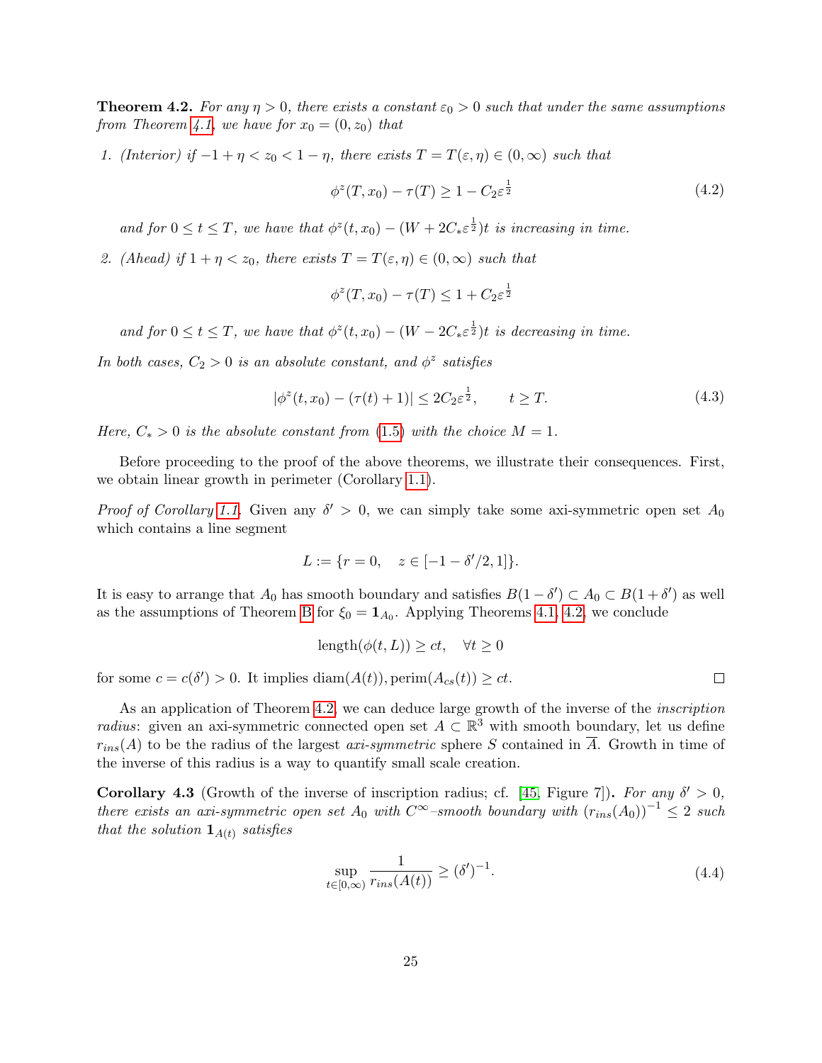**Theorem 4.2.** *For any $\eta > 0$, there exists a constant $\varepsilon_0 > 0$ such that under the same assumptions from Theorem 4.1, we have for $x_0 = (0, z_0)$ that*

1. *(Interior) if $-1 + \eta < z_0 < 1 - \eta$, there exists $T = T(\varepsilon, \eta) \in (0, \infty)$ such that*

$$\phi^z(T, x_0) - \tau(T) \geq 1 - C_2 \varepsilon^{\frac{1}{2}} \tag{4.2}$$

   *and for $0 \leq t \leq T$, we have that $\phi^z(t, x_0) - (W + 2C_* \varepsilon^{\frac{1}{2}})t$ is increasing in time.*

2. *(Ahead) if $1 + \eta < z_0$, there exists $T = T(\varepsilon, \eta) \in (0, \infty)$ such that*

$$\phi^z(T, x_0) - \tau(T) \leq 1 + C_2 \varepsilon^{\frac{1}{2}}$$

   *and for $0 \leq t \leq T$, we have that $\phi^z(t, x_0) - (W - 2C_* \varepsilon^{\frac{1}{2}})t$ is decreasing in time.*

*In both cases, $C_2 > 0$ is an absolute constant, and $\phi^z$ satisfies*

$$|\phi^z(t, x_0) - (\tau(t) + 1)| \leq 2C_2 \varepsilon^{\frac{1}{2}}, \qquad t \geq T. \tag{4.3}$$

*Here, $C_* > 0$ is the absolute constant from (1.5) with the choice $M = 1$.*

Before proceeding to the proof of the above theorems, we illustrate their consequences. First, we obtain linear growth in perimeter (Corollary 1.1).

*Proof of Corollary 1.1.* Given any $\delta' > 0$, we can simply take some axi-symmetric open set $A_0$ which contains a line segment

$$L := \{r = 0, \quad z \in [-1 - \delta'/2, 1]\}.$$

It is easy to arrange that $A_0$ has smooth boundary and satisfies $B(1 - \delta') \subset A_0 \subset B(1 + \delta')$ as well as the assumptions of Theorem B for $\xi_0 = \mathbf{1}_{A_0}$. Applying Theorems 4.1, 4.2, we conclude

$$\text{length}(\phi(t, L)) \geq ct, \quad \forall t \geq 0$$

for some $c = c(\delta') > 0$. It implies $\text{diam}(A(t)), \text{perim}(A_{cs}(t)) \geq ct$. $\square$

As an application of Theorem 4.2, we can deduce large growth of the inverse of the *inscription radius*: given an axi-symmetric connected open set $A \subset \mathbb{R}^3$ with smooth boundary, let us define $r_{ins}(A)$ to be the radius of the largest *axi-symmetric* sphere $S$ contained in $\overline{A}$. Growth in time of the inverse of this radius is a way to quantify small scale creation.

**Corollary 4.3** (Growth of the inverse of inscription radius; cf. [45, Figure 7])**.** *For any $\delta' > 0$, there exists an axi-symmetric open set $A_0$ with $C^\infty$–smooth boundary with $(r_{ins}(A_0))^{-1} \leq 2$ such that the solution $\mathbf{1}_{A(t)}$ satisfies*

$$\sup_{t \in [0, \infty)} \frac{1}{r_{ins}(A(t))} \geq (\delta')^{-1}. \tag{4.4}$$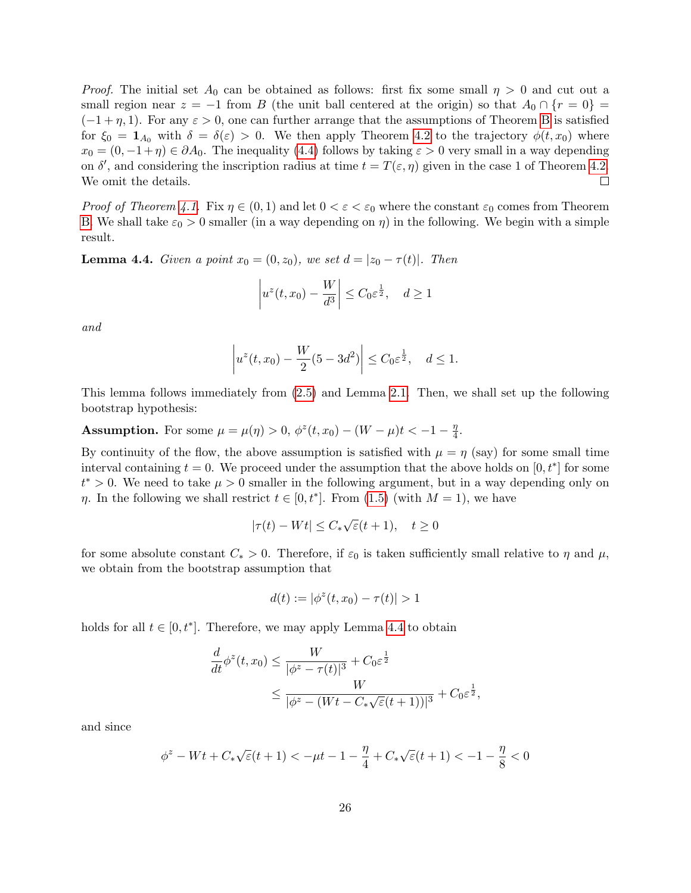*Proof.* The initial set $A_0$ can be obtained as follows: first fix some small $\eta > 0$ and cut out a small region near $z = -1$ from $B$ (the unit ball centered at the origin) so that $A_0 \cap \{r = 0\} = (-1+\eta, 1)$. For any $\varepsilon > 0$, one can further arrange that the assumptions of Theorem B is satisfied for $\xi_0 = \mathbf{1}_{A_0}$ with $\delta = \delta(\varepsilon) > 0$. We then apply Theorem 4.2 to the trajectory $\phi(t, x_0)$ where $x_0 = (0, -1+\eta) \in \partial A_0$. The inequality (4.4) follows by taking $\varepsilon > 0$ very small in a way depending on $\delta'$, and considering the inscription radius at time $t = T(\varepsilon, \eta)$ given in the case 1 of Theorem 4.2. We omit the details. $\square$

*Proof of Theorem 4.1.* Fix $\eta \in (0,1)$ and let $0 < \varepsilon < \varepsilon_0$ where the constant $\varepsilon_0$ comes from Theorem B. We shall take $\varepsilon_0 > 0$ smaller (in a way depending on $\eta$) in the following. We begin with a simple result.

**Lemma 4.4.** *Given a point $x_0 = (0, z_0)$, we set $d = |z_0 - \tau(t)|$. Then*

$$\left| u^z(t, x_0) - \frac{W}{d^3} \right| \le C_0 \varepsilon^{\frac{1}{2}}, \quad d \ge 1$$

*and*

$$\left| u^z(t, x_0) - \frac{W}{2}(5 - 3d^2) \right| \le C_0 \varepsilon^{\frac{1}{2}}, \quad d \le 1.$$

This lemma follows immediately from (2.5) and Lemma 2.1. Then, we shall set up the following bootstrap hypothesis:

**Assumption.** For some $\mu = \mu(\eta) > 0$, $\phi^z(t, x_0) - (W - \mu)t < -1 - \frac{\eta}{4}$.

By continuity of the flow, the above assumption is satisfied with $\mu = \eta$ (say) for some small time interval containing $t = 0$. We proceed under the assumption that the above holds on $[0, t^*]$ for some $t^* > 0$. We need to take $\mu > 0$ smaller in the following argument, but in a way depending only on $\eta$. In the following we shall restrict $t \in [0, t^*]$. From (1.5) (with $M = 1$), we have

$$|\tau(t) - Wt| \le C_* \sqrt{\varepsilon}(t+1), \quad t \ge 0$$

for some absolute constant $C_* > 0$. Therefore, if $\varepsilon_0$ is taken sufficiently small relative to $\eta$ and $\mu$, we obtain from the bootstrap assumption that

$$d(t) := |\phi^z(t, x_0) - \tau(t)| > 1$$

holds for all $t \in [0, t^*]$. Therefore, we may apply Lemma 4.4 to obtain

$$\begin{aligned}
\frac{d}{dt}\phi^z(t, x_0) &\le \frac{W}{|\phi^z - \tau(t)|^3} + C_0 \varepsilon^{\frac{1}{2}} \\
&\le \frac{W}{|\phi^z - (Wt - C_* \sqrt{\varepsilon}(t+1))|^3} + C_0 \varepsilon^{\frac{1}{2}},
\end{aligned}$$

and since

$$\phi^z - Wt + C_* \sqrt{\varepsilon}(t+1) < -\mu t - 1 - \frac{\eta}{4} + C_* \sqrt{\varepsilon}(t+1) < -1 - \frac{\eta}{8} < 0$$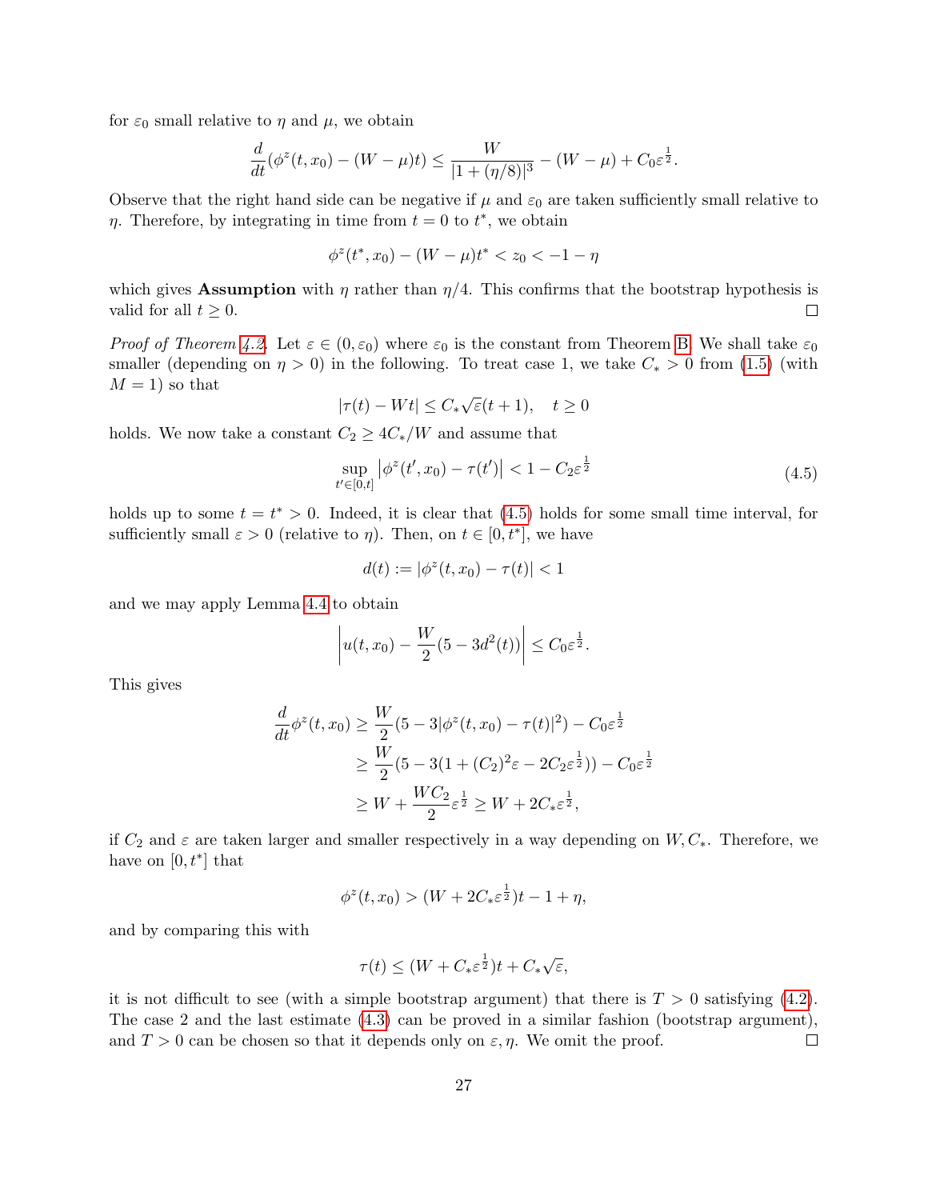for $\varepsilon_0$ small relative to $\eta$ and $\mu$, we obtain

$$\frac{d}{dt}(\phi^z(t,x_0) - (W-\mu)t) \leq \frac{W}{|1+(\eta/8)|^3} - (W-\mu) + C_0\varepsilon^{\frac{1}{2}}.$$

Observe that the right hand side can be negative if $\mu$ and $\varepsilon_0$ are taken sufficiently small relative to $\eta$. Therefore, by integrating in time from $t=0$ to $t^*$, we obtain

$$\phi^z(t^*,x_0) - (W-\mu)t^* < z_0 < -1-\eta$$

which gives **Assumption** with $\eta$ rather than $\eta/4$. This confirms that the bootstrap hypothesis is valid for all $t \geq 0$. □

*Proof of Theorem 4.2.* Let $\varepsilon \in (0, \varepsilon_0)$ where $\varepsilon_0$ is the constant from Theorem B. We shall take $\varepsilon_0$ smaller (depending on $\eta > 0$) in the following. To treat case 1, we take $C_* > 0$ from (1.5) (with $M=1$) so that

$$|\tau(t) - Wt| \leq C_*\sqrt{\varepsilon}(t+1), \quad t \geq 0$$

holds. We now take a constant $C_2 \geq 4C_*/W$ and assume that

$$\sup_{t' \in [0,t]} \left|\phi^z(t',x_0) - \tau(t')\right| < 1 - C_2\varepsilon^{\frac{1}{2}} \tag{4.5}$$

holds up to some $t = t^* > 0$. Indeed, it is clear that (4.5) holds for some small time interval, for sufficiently small $\varepsilon > 0$ (relative to $\eta$). Then, on $t \in [0, t^*]$, we have

$$d(t) := |\phi^z(t,x_0) - \tau(t)| < 1$$

and we may apply Lemma 4.4 to obtain

$$\left| u(t,x_0) - \frac{W}{2}(5 - 3d^2(t)) \right| \leq C_0\varepsilon^{\frac{1}{2}}.$$

This gives

$$\begin{aligned}
\frac{d}{dt}\phi^z(t,x_0) &\geq \frac{W}{2}(5 - 3|\phi^z(t,x_0) - \tau(t)|^2) - C_0\varepsilon^{\frac{1}{2}} \\
&\geq \frac{W}{2}(5 - 3(1 + (C_2)^2\varepsilon - 2C_2\varepsilon^{\frac{1}{2}})) - C_0\varepsilon^{\frac{1}{2}} \\
&\geq W + \frac{WC_2}{2}\varepsilon^{\frac{1}{2}} \geq W + 2C_*\varepsilon^{\frac{1}{2}},
\end{aligned}$$

if $C_2$ and $\varepsilon$ are taken larger and smaller respectively in a way depending on $W, C_*$. Therefore, we have on $[0, t^*]$ that

$$\phi^z(t,x_0) > (W + 2C_*\varepsilon^{\frac{1}{2}})t - 1 + \eta,$$

and by comparing this with

$$\tau(t) \leq (W + C_*\varepsilon^{\frac{1}{2}})t + C_*\sqrt{\varepsilon},$$

it is not difficult to see (with a simple bootstrap argument) that there is $T > 0$ satisfying (4.2). The case 2 and the last estimate (4.3) can be proved in a similar fashion (bootstrap argument), and $T > 0$ can be chosen so that it depends only on $\varepsilon, \eta$. We omit the proof. □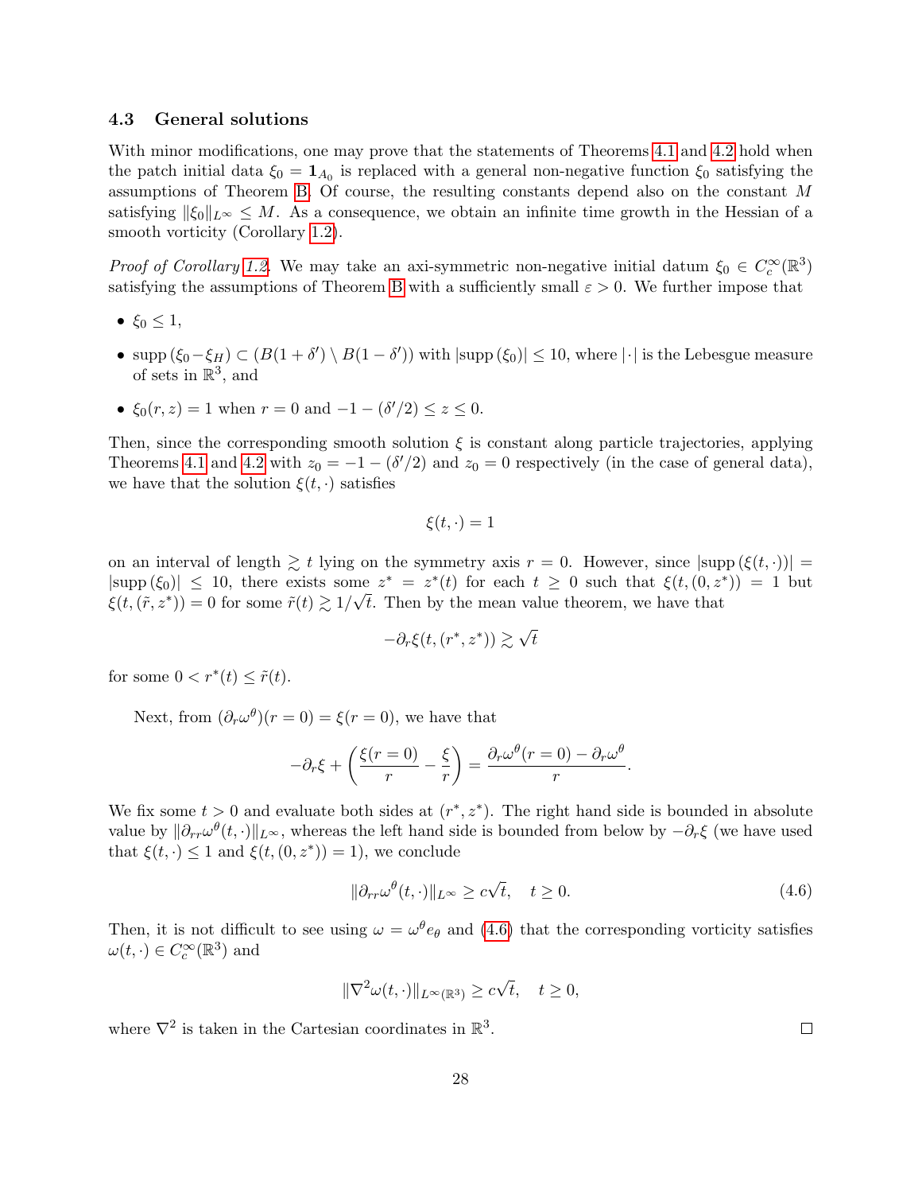### 4.3 General solutions

With minor modifications, one may prove that the statements of Theorems 4.1 and 4.2 hold when the patch initial data $\xi_0 = \mathbf{1}_{A_0}$ is replaced with a general non-negative function $\xi_0$ satisfying the assumptions of Theorem B. Of course, the resulting constants depend also on the constant $M$ satisfying $\|\xi_0\|_{L^\infty} \le M$. As a consequence, we obtain an infinite time growth in the Hessian of a smooth vorticity (Corollary 1.2).

*Proof of Corollary 1.2.* We may take an axi-symmetric non-negative initial datum $\xi_0 \in C_c^\infty(\mathbb{R}^3)$ satisfying the assumptions of Theorem B with a sufficiently small $\varepsilon > 0$. We further impose that

- $\xi_0 \le 1$,
- $\mathrm{supp}\,(\xi_0 - \xi_H) \subset (B(1+\delta') \setminus B(1-\delta'))$ with $|\mathrm{supp}\,(\xi_0)| \le 10$, where $|\cdot|$ is the Lebesgue measure of sets in $\mathbb{R}^3$, and
- $\xi_0(r,z) = 1$ when $r = 0$ and $-1-(\delta'/2) \le z \le 0$.

Then, since the corresponding smooth solution $\xi$ is constant along particle trajectories, applying Theorems 4.1 and 4.2 with $z_0 = -1-(\delta'/2)$ and $z_0 = 0$ respectively (in the case of general data), we have that the solution $\xi(t,\cdot)$ satisfies

$$\xi(t,\cdot) = 1$$

on an interval of length $\gtrsim t$ lying on the symmetry axis $r = 0$. However, since $|\mathrm{supp}\,(\xi(t,\cdot))| = |\mathrm{supp}\,(\xi_0)| \le 10$, there exists some $z^* = z^*(t)$ for each $t \ge 0$ such that $\xi(t,(0,z^*)) = 1$ but $\xi(t,(\tilde{r},z^*)) = 0$ for some $\tilde{r}(t) \gtrsim 1/\sqrt{t}$. Then by the mean value theorem, we have that

$$-\partial_r \xi(t,(r^*,z^*)) \gtrsim \sqrt{t}$$

for some $0 < r^*(t) \le \tilde{r}(t)$.

Next, from $(\partial_r \omega^\theta)(r=0) = \xi(r=0)$, we have that

$$-\partial_r \xi + \left( \frac{\xi(r=0)}{r} - \frac{\xi}{r} \right) = \frac{\partial_r \omega^\theta(r=0) - \partial_r \omega^\theta}{r}.$$

We fix some $t > 0$ and evaluate both sides at $(r^*,z^*)$. The right hand side is bounded in absolute value by $\|\partial_{rr}\omega^\theta(t,\cdot)\|_{L^\infty}$, whereas the left hand side is bounded from below by $-\partial_r \xi$ (we have used that $\xi(t,\cdot) \le 1$ and $\xi(t,(0,z^*)) = 1$), we conclude

$$\|\partial_{rr}\omega^\theta(t,\cdot)\|_{L^\infty} \ge c\sqrt{t}, \quad t \ge 0. \tag{4.6}$$

Then, it is not difficult to see using $\omega = \omega^\theta e_\theta$ and (4.6) that the corresponding vorticity satisfies $\omega(t,\cdot) \in C_c^\infty(\mathbb{R}^3)$ and

$$\|\nabla^2 \omega(t,\cdot)\|_{L^\infty(\mathbb{R}^3)} \ge c\sqrt{t}, \quad t \ge 0,$$

where $\nabla^2$ is taken in the Cartesian coordinates in $\mathbb{R}^3$. $\square$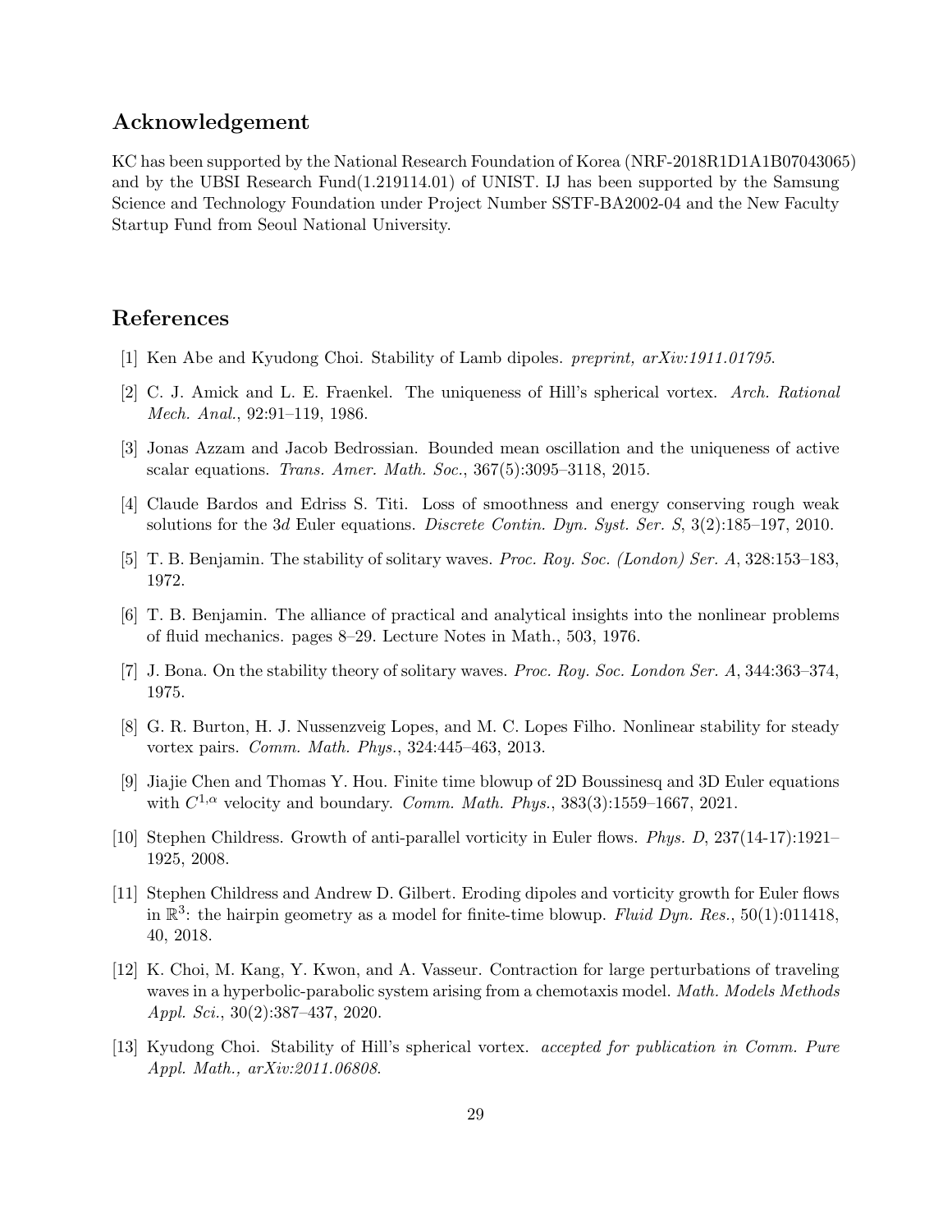## Acknowledgement

KC has been supported by the National Research Foundation of Korea (NRF-2018R1D1A1B07043065) and by the UBSI Research Fund(1.219114.01) of UNIST. IJ has been supported by the Samsung Science and Technology Foundation under Project Number SSTF-BA2002-04 and the New Faculty Startup Fund from Seoul National University.

## References

[1] Ken Abe and Kyudong Choi. Stability of Lamb dipoles. *preprint, arXiv:1911.01795*.

[2] C. J. Amick and L. E. Fraenkel. The uniqueness of Hill's spherical vortex. *Arch. Rational Mech. Anal.*, 92:91–119, 1986.

[3] Jonas Azzam and Jacob Bedrossian. Bounded mean oscillation and the uniqueness of active scalar equations. *Trans. Amer. Math. Soc.*, 367(5):3095–3118, 2015.

[4] Claude Bardos and Edriss S. Titi. Loss of smoothness and energy conserving rough weak solutions for the 3*d* Euler equations. *Discrete Contin. Dyn. Syst. Ser. S*, 3(2):185–197, 2010.

[5] T. B. Benjamin. The stability of solitary waves. *Proc. Roy. Soc. (London) Ser. A*, 328:153–183, 1972.

[6] T. B. Benjamin. The alliance of practical and analytical insights into the nonlinear problems of fluid mechanics. pages 8–29. Lecture Notes in Math., 503, 1976.

[7] J. Bona. On the stability theory of solitary waves. *Proc. Roy. Soc. London Ser. A*, 344:363–374, 1975.

[8] G. R. Burton, H. J. Nussenzveig Lopes, and M. C. Lopes Filho. Nonlinear stability for steady vortex pairs. *Comm. Math. Phys.*, 324:445–463, 2013.

[9] Jiajie Chen and Thomas Y. Hou. Finite time blowup of 2D Boussinesq and 3D Euler equations with $C^{1,\alpha}$ velocity and boundary. *Comm. Math. Phys.*, 383(3):1559–1667, 2021.

[10] Stephen Childress. Growth of anti-parallel vorticity in Euler flows. *Phys. D*, 237(14-17):1921–1925, 2008.

[11] Stephen Childress and Andrew D. Gilbert. Eroding dipoles and vorticity growth for Euler flows in $\mathbb{R}^3$: the hairpin geometry as a model for finite-time blowup. *Fluid Dyn. Res.*, 50(1):011418, 40, 2018.

[12] K. Choi, M. Kang, Y. Kwon, and A. Vasseur. Contraction for large perturbations of traveling waves in a hyperbolic-parabolic system arising from a chemotaxis model. *Math. Models Methods Appl. Sci.*, 30(2):387–437, 2020.

[13] Kyudong Choi. Stability of Hill's spherical vortex. *accepted for publication in Comm. Pure Appl. Math., arXiv:2011.06808*.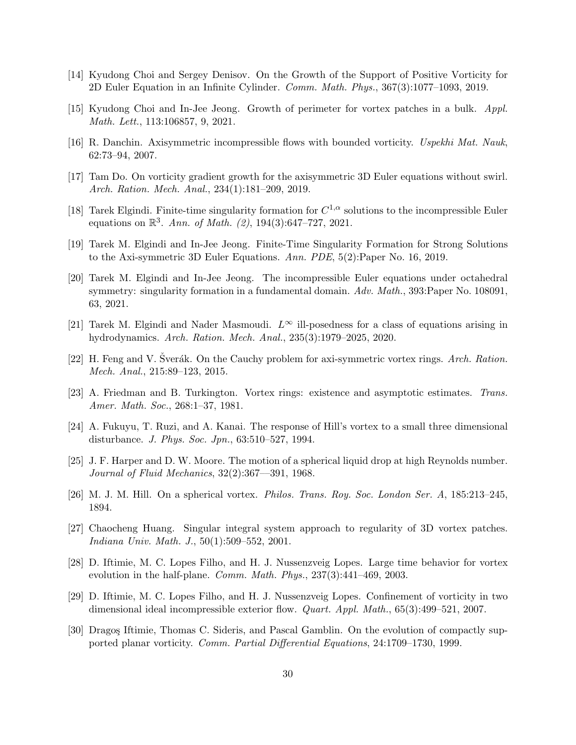[14] Kyudong Choi and Sergey Denisov. On the Growth of the Support of Positive Vorticity for 2D Euler Equation in an Infinite Cylinder. *Comm. Math. Phys.*, 367(3):1077–1093, 2019.

[15] Kyudong Choi and In-Jee Jeong. Growth of perimeter for vortex patches in a bulk. *Appl. Math. Lett.*, 113:106857, 9, 2021.

[16] R. Danchin. Axisymmetric incompressible flows with bounded vorticity. *Uspekhi Mat. Nauk*, 62:73–94, 2007.

[17] Tam Do. On vorticity gradient growth for the axisymmetric 3D Euler equations without swirl. *Arch. Ration. Mech. Anal.*, 234(1):181–209, 2019.

[18] Tarek Elgindi. Finite-time singularity formation for $C^{1,\alpha}$ solutions to the incompressible Euler equations on $\mathbb{R}^3$. *Ann. of Math. (2)*, 194(3):647–727, 2021.

[19] Tarek M. Elgindi and In-Jee Jeong. Finite-Time Singularity Formation for Strong Solutions to the Axi-symmetric 3D Euler Equations. *Ann. PDE*, 5(2):Paper No. 16, 2019.

[20] Tarek M. Elgindi and In-Jee Jeong. The incompressible Euler equations under octahedral symmetry: singularity formation in a fundamental domain. *Adv. Math.*, 393:Paper No. 108091, 63, 2021.

[21] Tarek M. Elgindi and Nader Masmoudi. $L^\infty$ ill-posedness for a class of equations arising in hydrodynamics. *Arch. Ration. Mech. Anal.*, 235(3):1979–2025, 2020.

[22] H. Feng and V. Šverák. On the Cauchy problem for axi-symmetric vortex rings. *Arch. Ration. Mech. Anal.*, 215:89–123, 2015.

[23] A. Friedman and B. Turkington. Vortex rings: existence and asymptotic estimates. *Trans. Amer. Math. Soc.*, 268:1–37, 1981.

[24] A. Fukuyu, T. Ruzi, and A. Kanai. The response of Hill's vortex to a small three dimensional disturbance. *J. Phys. Soc. Jpn.*, 63:510–527, 1994.

[25] J. F. Harper and D. W. Moore. The motion of a spherical liquid drop at high Reynolds number. *Journal of Fluid Mechanics*, 32(2):367—391, 1968.

[26] M. J. M. Hill. On a spherical vortex. *Philos. Trans. Roy. Soc. London Ser. A*, 185:213–245, 1894.

[27] Chaocheng Huang. Singular integral system approach to regularity of 3D vortex patches. *Indiana Univ. Math. J.*, 50(1):509–552, 2001.

[28] D. Iftimie, M. C. Lopes Filho, and H. J. Nussenzveig Lopes. Large time behavior for vortex evolution in the half-plane. *Comm. Math. Phys.*, 237(3):441–469, 2003.

[29] D. Iftimie, M. C. Lopes Filho, and H. J. Nussenzveig Lopes. Confinement of vorticity in two dimensional ideal incompressible exterior flow. *Quart. Appl. Math.*, 65(3):499–521, 2007.

[30] Dragoş Iftimie, Thomas C. Sideris, and Pascal Gamblin. On the evolution of compactly supported planar vorticity. *Comm. Partial Differential Equations*, 24:1709–1730, 1999.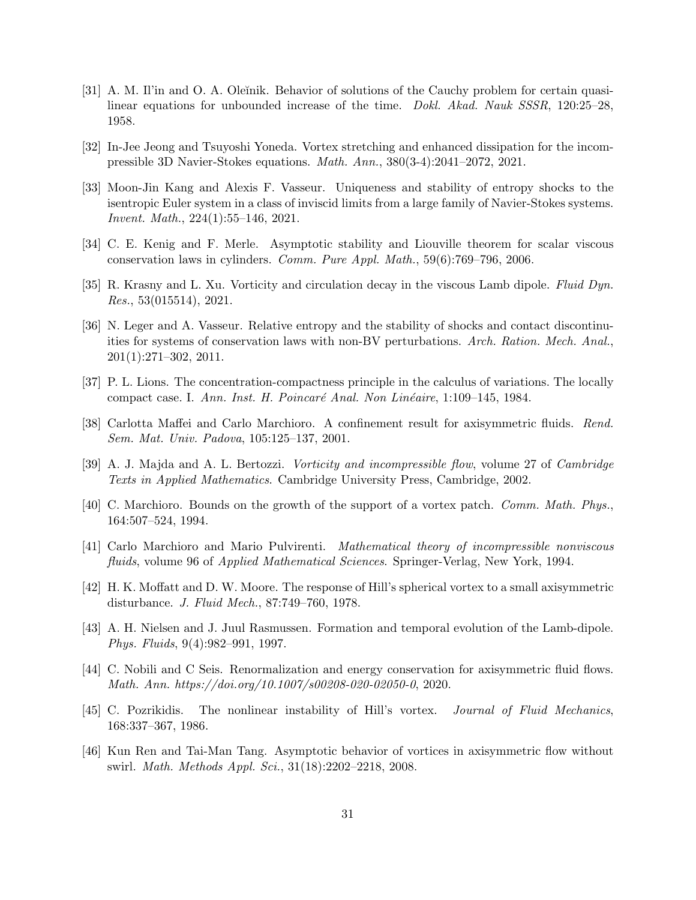[31] A. M. Il'in and O. A. Oleĭnik. Behavior of solutions of the Cauchy problem for certain quasilinear equations for unbounded increase of the time. *Dokl. Akad. Nauk SSSR*, 120:25–28, 1958.

[32] In-Jee Jeong and Tsuyoshi Yoneda. Vortex stretching and enhanced dissipation for the incompressible 3D Navier-Stokes equations. *Math. Ann.*, 380(3-4):2041–2072, 2021.

[33] Moon-Jin Kang and Alexis F. Vasseur. Uniqueness and stability of entropy shocks to the isentropic Euler system in a class of inviscid limits from a large family of Navier-Stokes systems. *Invent. Math.*, 224(1):55–146, 2021.

[34] C. E. Kenig and F. Merle. Asymptotic stability and Liouville theorem for scalar viscous conservation laws in cylinders. *Comm. Pure Appl. Math.*, 59(6):769–796, 2006.

[35] R. Krasny and L. Xu. Vorticity and circulation decay in the viscous Lamb dipole. *Fluid Dyn. Res.*, 53(015514), 2021.

[36] N. Leger and A. Vasseur. Relative entropy and the stability of shocks and contact discontinuities for systems of conservation laws with non-BV perturbations. *Arch. Ration. Mech. Anal.*, 201(1):271–302, 2011.

[37] P. L. Lions. The concentration-compactness principle in the calculus of variations. The locally compact case. I. *Ann. Inst. H. Poincaré Anal. Non Linéaire*, 1:109–145, 1984.

[38] Carlotta Maffei and Carlo Marchioro. A confinement result for axisymmetric fluids. *Rend. Sem. Mat. Univ. Padova*, 105:125–137, 2001.

[39] A. J. Majda and A. L. Bertozzi. *Vorticity and incompressible flow*, volume 27 of *Cambridge Texts in Applied Mathematics*. Cambridge University Press, Cambridge, 2002.

[40] C. Marchioro. Bounds on the growth of the support of a vortex patch. *Comm. Math. Phys.*, 164:507–524, 1994.

[41] Carlo Marchioro and Mario Pulvirenti. *Mathematical theory of incompressible nonviscous fluids*, volume 96 of *Applied Mathematical Sciences*. Springer-Verlag, New York, 1994.

[42] H. K. Moffatt and D. W. Moore. The response of Hill's spherical vortex to a small axisymmetric disturbance. *J. Fluid Mech.*, 87:749–760, 1978.

[43] A. H. Nielsen and J. Juul Rasmussen. Formation and temporal evolution of the Lamb-dipole. *Phys. Fluids*, 9(4):982–991, 1997.

[44] C. Nobili and C Seis. Renormalization and energy conservation for axisymmetric fluid flows. *Math. Ann. https://doi.org/10.1007/s00208-020-02050-0*, 2020.

[45] C. Pozrikidis. The nonlinear instability of Hill's vortex. *Journal of Fluid Mechanics*, 168:337–367, 1986.

[46] Kun Ren and Tai-Man Tang. Asymptotic behavior of vortices in axisymmetric flow without swirl. *Math. Methods Appl. Sci.*, 31(18):2202–2218, 2008.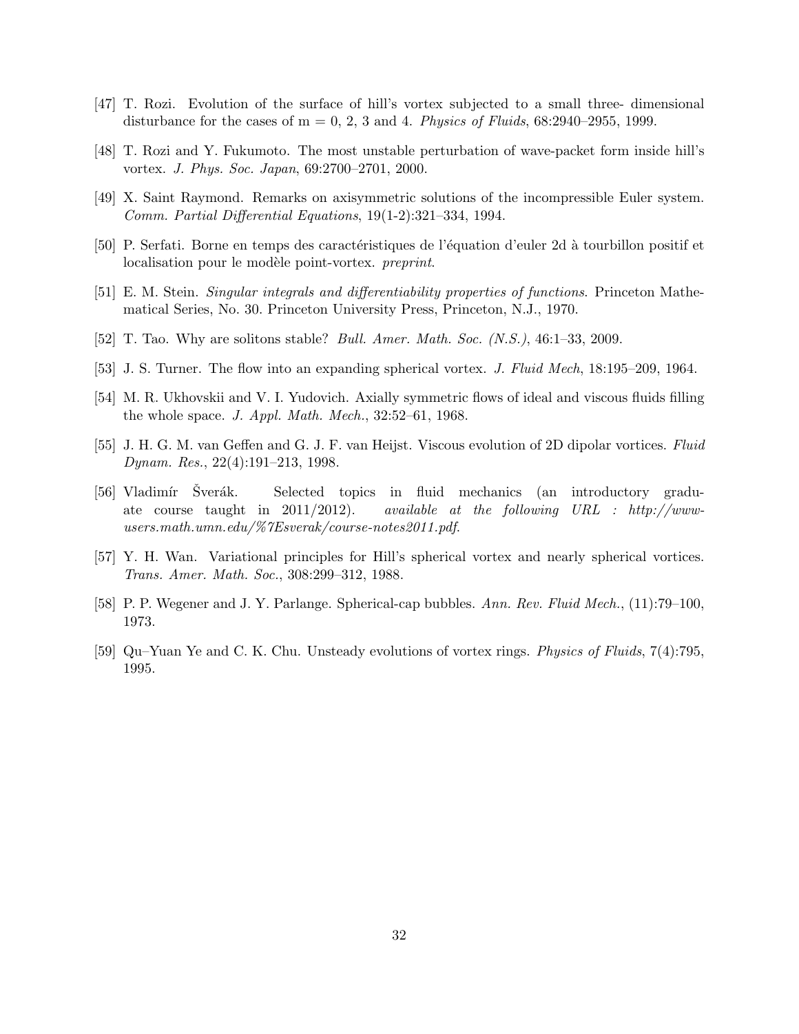[47] T. Rozi. Evolution of the surface of hill's vortex subjected to a small three- dimensional disturbance for the cases of m = 0, 2, 3 and 4. *Physics of Fluids*, 68:2940–2955, 1999.

[48] T. Rozi and Y. Fukumoto. The most unstable perturbation of wave-packet form inside hill's vortex. *J. Phys. Soc. Japan*, 69:2700–2701, 2000.

[49] X. Saint Raymond. Remarks on axisymmetric solutions of the incompressible Euler system. *Comm. Partial Differential Equations*, 19(1-2):321–334, 1994.

[50] P. Serfati. Borne en temps des caractéristiques de l'équation d'euler 2d à tourbillon positif et localisation pour le modèle point-vortex. *preprint*.

[51] E. M. Stein. *Singular integrals and differentiability properties of functions*. Princeton Mathematical Series, No. 30. Princeton University Press, Princeton, N.J., 1970.

[52] T. Tao. Why are solitons stable? *Bull. Amer. Math. Soc. (N.S.)*, 46:1–33, 2009.

[53] J. S. Turner. The flow into an expanding spherical vortex. *J. Fluid Mech*, 18:195–209, 1964.

[54] M. R. Ukhovskii and V. I. Yudovich. Axially symmetric flows of ideal and viscous fluids filling the whole space. *J. Appl. Math. Mech.*, 32:52–61, 1968.

[55] J. H. G. M. van Geffen and G. J. F. van Heijst. Viscous evolution of 2D dipolar vortices. *Fluid Dynam. Res.*, 22(4):191–213, 1998.

[56] Vladimír Šverák. Selected topics in fluid mechanics (an introductory graduate course taught in 2011/2012). *available at the following URL : http://www-users.math.umn.edu/%7Esverak/course-notes2011.pdf*.

[57] Y. H. Wan. Variational principles for Hill's spherical vortex and nearly spherical vortices. *Trans. Amer. Math. Soc.*, 308:299–312, 1988.

[58] P. P. Wegener and J. Y. Parlange. Spherical-cap bubbles. *Ann. Rev. Fluid Mech.*, (11):79–100, 1973.

[59] Qu–Yuan Ye and C. K. Chu. Unsteady evolutions of vortex rings. *Physics of Fluids*, 7(4):795, 1995.